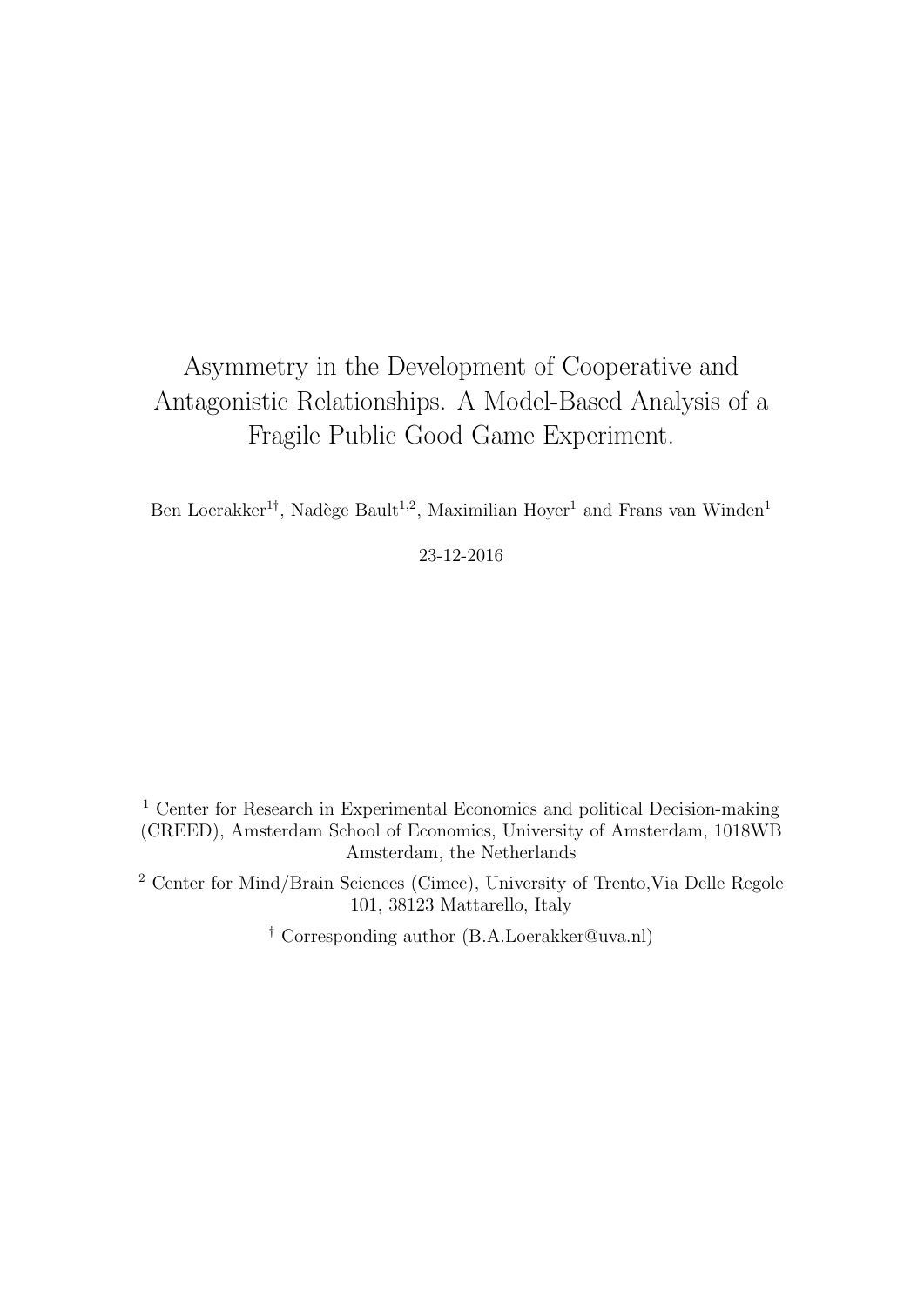# Asymmetry in the Development of Cooperative and Antagonistic Relationships. A Model-Based Analysis of a Fragile Public Good Game Experiment.

Ben Loerakker[1†], Nadège Bault[1,2], Maximilian Hoyer[1] and Frans van Winden[1]

23-12-2016

[1] Center for Research in Experimental Economics and political Decision-making (CREED), Amsterdam School of Economics, University of Amsterdam, 1018WB Amsterdam, the Netherlands

[2] Center for Mind/Brain Sciences (Cimec), University of Trento,Via Delle Regole 101, 38123 Mattarello, Italy

[†] Corresponding author (B.A.Loerakker@uva.nl)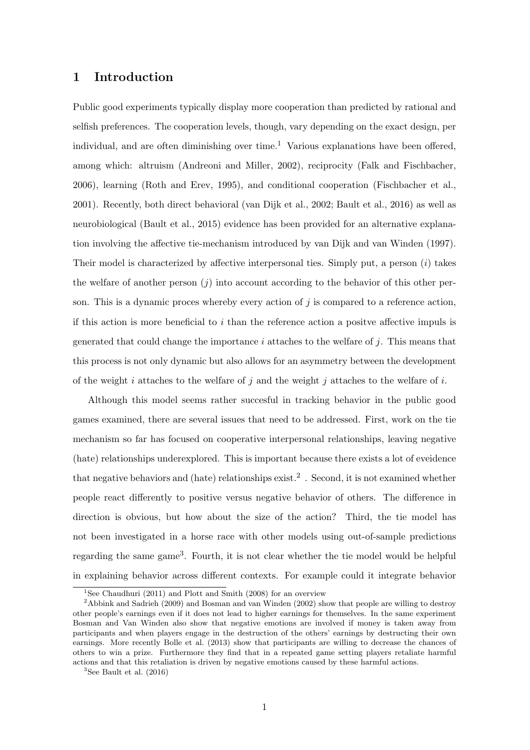# 1 Introduction

Public good experiments typically display more cooperation than predicted by rational and selfish preferences. The cooperation levels, though, vary depending on the exact design, per individual, and are often diminishing over time.[1] Various explanations have been offered, among which: altruism (Andreoni and Miller, 2002), reciprocity (Falk and Fischbacher, 2006), learning (Roth and Erev, 1995), and conditional cooperation (Fischbacher et al., 2001). Recently, both direct behavioral (van Dijk et al., 2002; Bault et al., 2016) as well as neurobiological (Bault et al., 2015) evidence has been provided for an alternative explanation involving the affective tie-mechanism introduced by van Dijk and van Winden (1997). Their model is characterized by affective interpersonal ties. Simply put, a person ($i$) takes the welfare of another person ($j$) into account according to the behavior of this other person. This is a dynamic proces whereby every action of $j$ is compared to a reference action, if this action is more beneficial to $i$ than the reference action a positve affective impuls is generated that could change the importance $i$ attaches to the welfare of $j$. This means that this process is not only dynamic but also allows for an asymmetry between the development of the weight $i$ attaches to the welfare of $j$ and the weight $j$ attaches to the welfare of $i$.

Although this model seems rather succesful in tracking behavior in the public good games examined, there are several issues that need to be addressed. First, work on the tie mechanism so far has focused on cooperative interpersonal relationships, leaving negative (hate) relationships underexplored. This is important because there exists a lot of eveidence that negative behaviors and (hate) relationships exist.[2] . Second, it is not examined whether people react differently to positive versus negative behavior of others. The difference in direction is obvious, but how about the size of the action? Third, the tie model has not been investigated in a horse race with other models using out-of-sample predictions regarding the same game[3]. Fourth, it is not clear whether the tie model would be helpful in explaining behavior across different contexts. For example could it integrate behavior

[1] See Chaudhuri (2011) and Plott and Smith (2008) for an overview

[2] Abbink and Sadrieh (2009) and Bosman and van Winden (2002) show that people are willing to destroy other people's earnings even if it does not lead to higher earnings for themselves. In the same experiment Bosman and Van Winden also show that negative emotions are involved if money is taken away from participants and when players engage in the destruction of the others' earnings by destructing their own earnings. More recently Bolle et al. (2013) show that participants are willing to decrease the chances of others to win a prize. Furthermore they find that in a repeated game setting players retaliate harmful actions and that this retaliation is driven by negative emotions caused by these harmful actions.

[3] See Bault et al. (2016)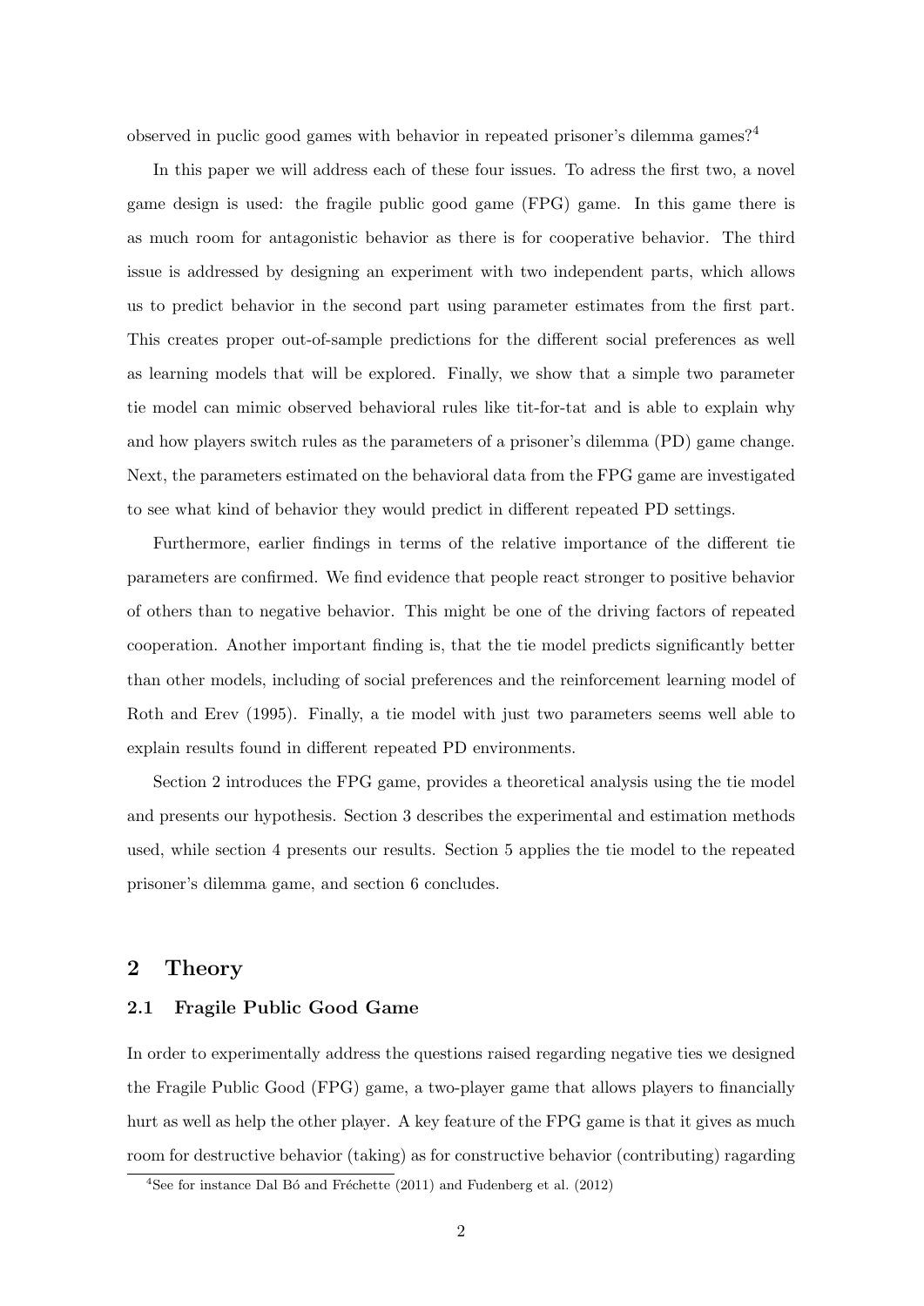observed in puclic good games with behavior in repeated prisoner's dilemma games?[4]

In this paper we will address each of these four issues. To adress the first two, a novel game design is used: the fragile public good game (FPG) game. In this game there is as much room for antagonistic behavior as there is for cooperative behavior. The third issue is addressed by designing an experiment with two independent parts, which allows us to predict behavior in the second part using parameter estimates from the first part. This creates proper out-of-sample predictions for the different social preferences as well as learning models that will be explored. Finally, we show that a simple two parameter tie model can mimic observed behavioral rules like tit-for-tat and is able to explain why and how players switch rules as the parameters of a prisoner's dilemma (PD) game change. Next, the parameters estimated on the behavioral data from the FPG game are investigated to see what kind of behavior they would predict in different repeated PD settings.

Furthermore, earlier findings in terms of the relative importance of the different tie parameters are confirmed. We find evidence that people react stronger to positive behavior of others than to negative behavior. This might be one of the driving factors of repeated cooperation. Another important finding is, that the tie model predicts significantly better than other models, including of social preferences and the reinforcement learning model of Roth and Erev (1995). Finally, a tie model with just two parameters seems well able to explain results found in different repeated PD environments.

Section 2 introduces the FPG game, provides a theoretical analysis using the tie model and presents our hypothesis. Section 3 describes the experimental and estimation methods used, while section 4 presents our results. Section 5 applies the tie model to the repeated prisoner's dilemma game, and section 6 concludes.

## 2 Theory

### 2.1 Fragile Public Good Game

In order to experimentally address the questions raised regarding negative ties we designed the Fragile Public Good (FPG) game, a two-player game that allows players to financially hurt as well as help the other player. A key feature of the FPG game is that it gives as much room for destructive behavior (taking) as for constructive behavior (contributing) ragarding

[4] See for instance Dal Bó and Fréchette (2011) and Fudenberg et al. (2012)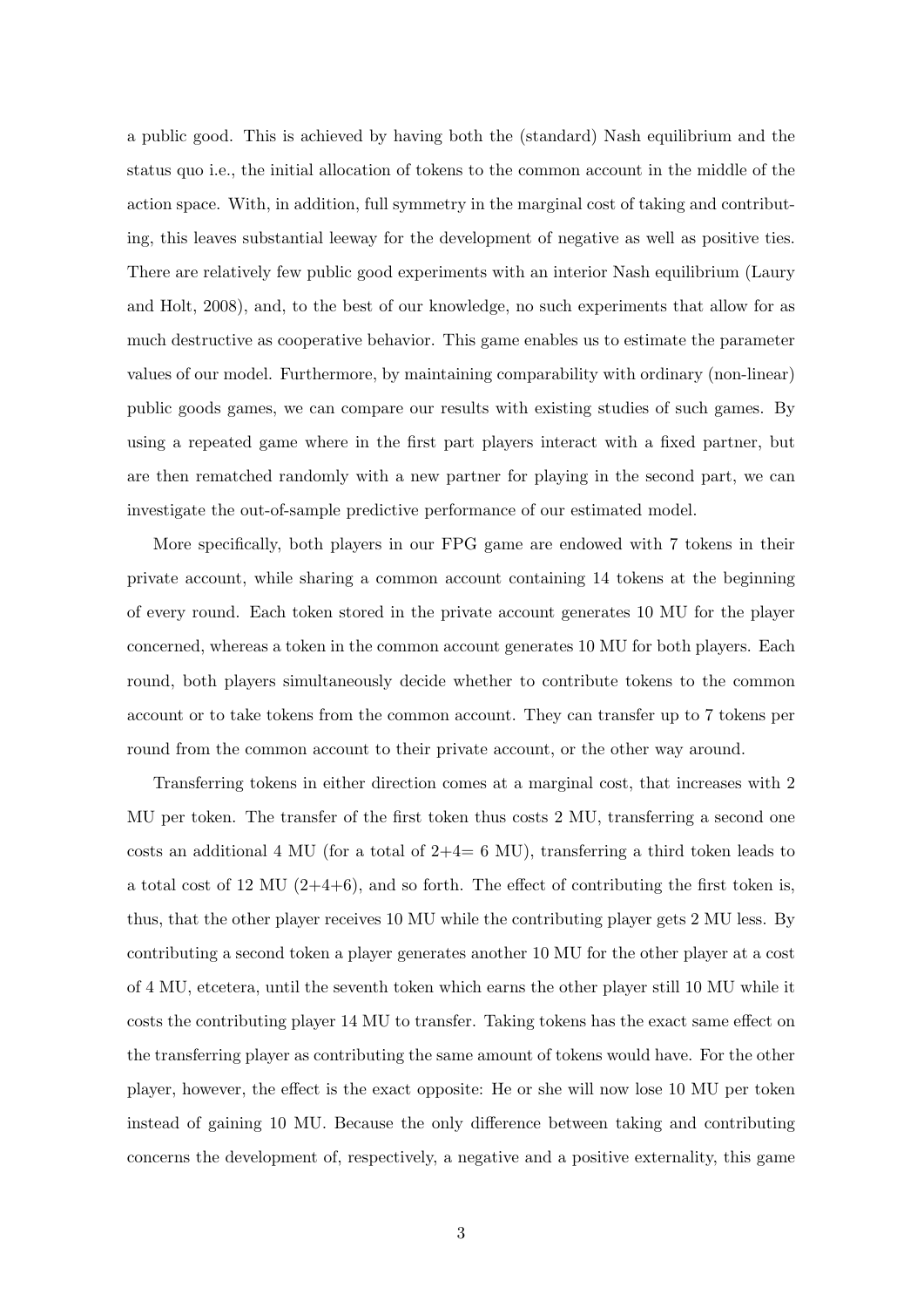a public good. This is achieved by having both the (standard) Nash equilibrium and the status quo i.e., the initial allocation of tokens to the common account in the middle of the action space. With, in addition, full symmetry in the marginal cost of taking and contributing, this leaves substantial leeway for the development of negative as well as positive ties. There are relatively few public good experiments with an interior Nash equilibrium (Laury and Holt, 2008), and, to the best of our knowledge, no such experiments that allow for as much destructive as cooperative behavior. This game enables us to estimate the parameter values of our model. Furthermore, by maintaining comparability with ordinary (non-linear) public goods games, we can compare our results with existing studies of such games. By using a repeated game where in the first part players interact with a fixed partner, but are then rematched randomly with a new partner for playing in the second part, we can investigate the out-of-sample predictive performance of our estimated model.

More specifically, both players in our FPG game are endowed with 7 tokens in their private account, while sharing a common account containing 14 tokens at the beginning of every round. Each token stored in the private account generates 10 MU for the player concerned, whereas a token in the common account generates 10 MU for both players. Each round, both players simultaneously decide whether to contribute tokens to the common account or to take tokens from the common account. They can transfer up to 7 tokens per round from the common account to their private account, or the other way around.

Transferring tokens in either direction comes at a marginal cost, that increases with 2 MU per token. The transfer of the first token thus costs 2 MU, transferring a second one costs an additional 4 MU (for a total of 2+4= 6 MU), transferring a third token leads to a total cost of 12 MU (2+4+6), and so forth. The effect of contributing the first token is, thus, that the other player receives 10 MU while the contributing player gets 2 MU less. By contributing a second token a player generates another 10 MU for the other player at a cost of 4 MU, etcetera, until the seventh token which earns the other player still 10 MU while it costs the contributing player 14 MU to transfer. Taking tokens has the exact same effect on the transferring player as contributing the same amount of tokens would have. For the other player, however, the effect is the exact opposite: He or she will now lose 10 MU per token instead of gaining 10 MU. Because the only difference between taking and contributing concerns the development of, respectively, a negative and a positive externality, this game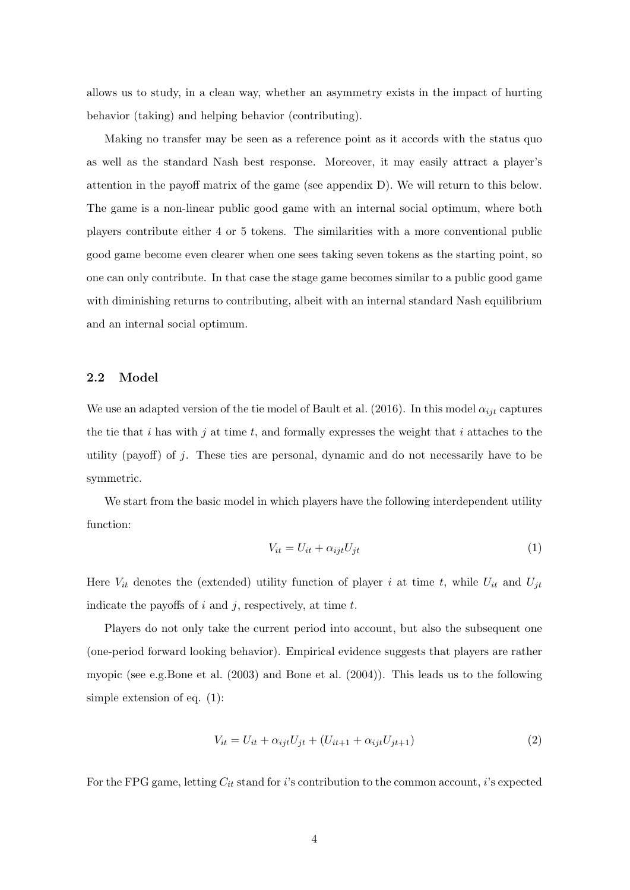allows us to study, in a clean way, whether an asymmetry exists in the impact of hurting behavior (taking) and helping behavior (contributing).

Making no transfer may be seen as a reference point as it accords with the status quo as well as the standard Nash best response. Moreover, it may easily attract a player's attention in the payoff matrix of the game (see appendix D). We will return to this below. The game is a non-linear public good game with an internal social optimum, where both players contribute either 4 or 5 tokens. The similarities with a more conventional public good game become even clearer when one sees taking seven tokens as the starting point, so one can only contribute. In that case the stage game becomes similar to a public good game with diminishing returns to contributing, albeit with an internal standard Nash equilibrium and an internal social optimum.

### 2.2 Model

We use an adapted version of the tie model of Bault et al. (2016). In this model $\alpha_{ijt}$ captures the tie that $i$ has with $j$ at time $t$, and formally expresses the weight that $i$ attaches to the utility (payoff) of $j$. These ties are personal, dynamic and do not necessarily have to be symmetric.

We start from the basic model in which players have the following interdependent utility function:

$$V_{it} = U_{it} + \alpha_{ijt} U_{jt} \tag{1}$$

Here $V_{it}$ denotes the (extended) utility function of player $i$ at time $t$, while $U_{it}$ and $U_{jt}$ indicate the payoffs of $i$ and $j$, respectively, at time $t$.

Players do not only take the current period into account, but also the subsequent one (one-period forward looking behavior). Empirical evidence suggests that players are rather myopic (see e.g.Bone et al. (2003) and Bone et al. (2004)). This leads us to the following simple extension of eq. (1):

$$V_{it} = U_{it} + \alpha_{ijt} U_{jt} + (U_{it+1} + \alpha_{ijt} U_{jt+1}) \tag{2}$$

For the FPG game, letting $C_{it}$ stand for $i$'s contribution to the common account, $i$'s expected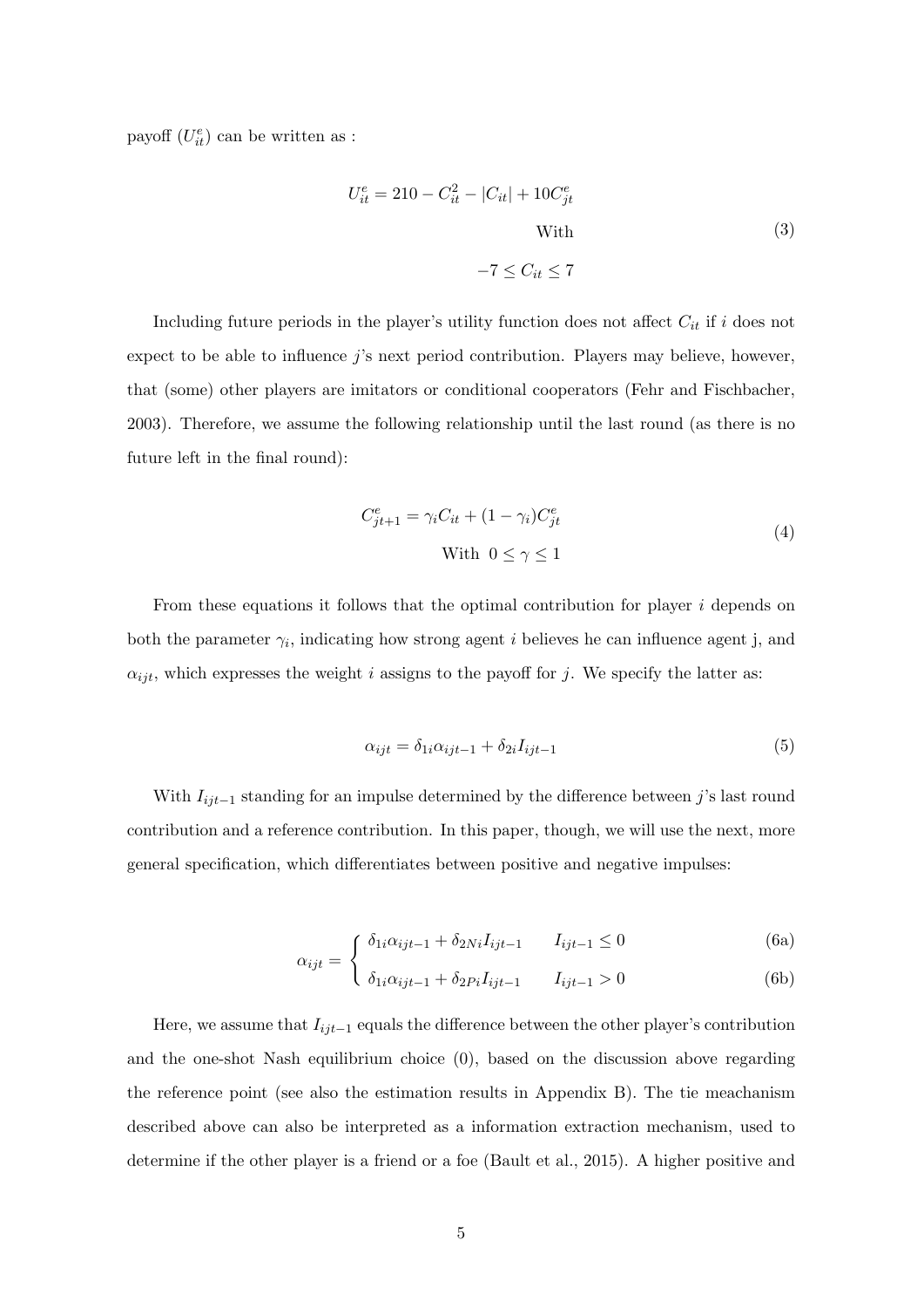payoff ($U^e_{it}$) can be written as :

$$U^e_{it} = 210 - C^2_{it} - |C_{it}| + 10C^e_{jt}$$
$$\text{With} \tag{3}$$
$$-7 \leq C_{it} \leq 7$$

Including future periods in the player's utility function does not affect $C_{it}$ if $i$ does not expect to be able to influence $j$'s next period contribution. Players may believe, however, that (some) other players are imitators or conditional cooperators (Fehr and Fischbacher, 2003). Therefore, we assume the following relationship until the last round (as there is no future left in the final round):

$$C^e_{jt+1} = \gamma_i C_{it} + (1 - \gamma_i) C^e_{jt}$$
$$\text{With } 0 \leq \gamma \leq 1 \tag{4}$$

From these equations it follows that the optimal contribution for player $i$ depends on both the parameter $\gamma_i$, indicating how strong agent $i$ believes he can influence agent j, and $\alpha_{ijt}$, which expresses the weight $i$ assigns to the payoff for $j$. We specify the latter as:

$$\alpha_{ijt} = \delta_{1i}\alpha_{ijt-1} + \delta_{2i} I_{ijt-1} \tag{5}$$

With $I_{ijt-1}$ standing for an impulse determined by the difference between $j$'s last round contribution and a reference contribution. In this paper, though, we will use the next, more general specification, which differentiates between positive and negative impulses:

$$\alpha_{ijt} = \begin{cases} \delta_{1i}\alpha_{ijt-1} + \delta_{2Ni} I_{ijt-1} & I_{ijt-1} \leq 0 \quad \text{(6a)} \\ \delta_{1i}\alpha_{ijt-1} + \delta_{2Pi} I_{ijt-1} & I_{ijt-1} > 0 \quad \text{(6b)} \end{cases}$$

Here, we assume that $I_{ijt-1}$ equals the difference between the other player's contribution and the one-shot Nash equilibrium choice (0), based on the discussion above regarding the reference point (see also the estimation results in Appendix B). The tie meachanism described above can also be interpreted as a information extraction mechanism, used to determine if the other player is a friend or a foe (Bault et al., 2015). A higher positive and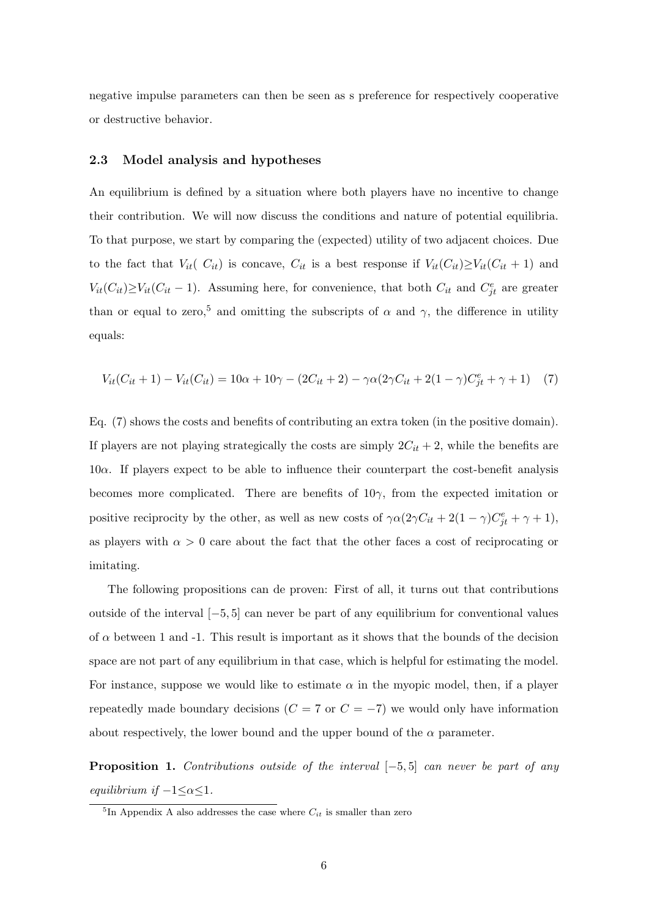negative impulse parameters can then be seen as s preference for respectively cooperative or destructive behavior.

### 2.3 Model analysis and hypotheses

An equilibrium is defined by a situation where both players have no incentive to change their contribution. We will now discuss the conditions and nature of potential equilibria. To that purpose, we start by comparing the (expected) utility of two adjacent choices. Due to the fact that $V_{it}(\ C_{it})$ is concave, $C_{it}$ is a best response if $V_{it}(C_{it}) \geq V_{it}(C_{it}+1)$ and $V_{it}(C_{it}) \geq V_{it}(C_{it}-1)$. Assuming here, for convenience, that both $C_{it}$ and $C^{e}_{jt}$ are greater than or equal to zero,[5] and omitting the subscripts of $\alpha$ and $\gamma$, the difference in utility equals:

$$V_{it}(C_{it}+1) - V_{it}(C_{it}) = 10\alpha + 10\gamma - (2C_{it}+2) - \gamma\alpha(2\gamma C_{it} + 2(1-\gamma)C^{e}_{jt} + \gamma + 1) \quad (7)$$

Eq. (7) shows the costs and benefits of contributing an extra token (in the positive domain). If players are not playing strategically the costs are simply $2C_{it}+2$, while the benefits are $10\alpha$. If players expect to be able to influence their counterpart the cost-benefit analysis becomes more complicated. There are benefits of $10\gamma$, from the expected imitation or positive reciprocity by the other, as well as new costs of $\gamma\alpha(2\gamma C_{it} + 2(1-\gamma)C^{e}_{jt} + \gamma + 1)$, as players with $\alpha > 0$ care about the fact that the other faces a cost of reciprocating or imitating.

The following propositions can de proven: First of all, it turns out that contributions outside of the interval $[-5, 5]$ can never be part of any equilibrium for conventional values of $\alpha$ between 1 and -1. This result is important as it shows that the bounds of the decision space are not part of any equilibrium in that case, which is helpful for estimating the model. For instance, suppose we would like to estimate $\alpha$ in the myopic model, then, if a player repeatedly made boundary decisions ($C = 7$ or $C = -7$) we would only have information about respectively, the lower bound and the upper bound of the $\alpha$ parameter.

**Proposition 1.** *Contributions outside of the interval $[-5, 5]$ can never be part of any equilibrium if $-1 \leq \alpha \leq 1$.*

[5] In Appendix A also addresses the case where $C_{it}$ is smaller than zero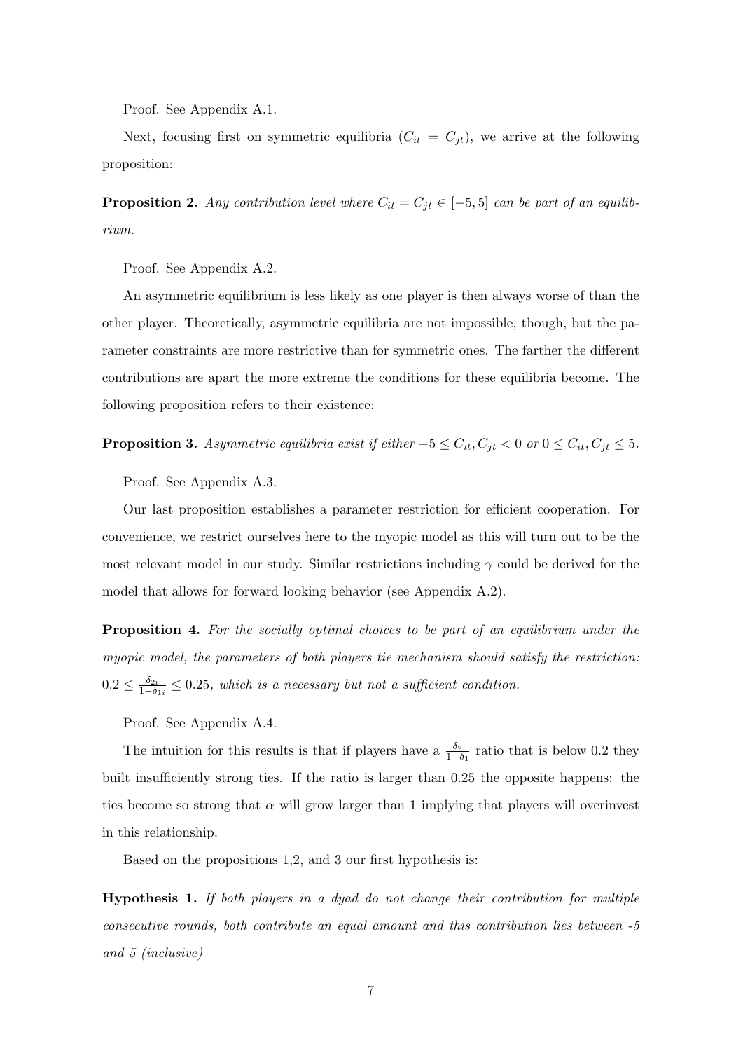Proof. See Appendix A.1.

Next, focusing first on symmetric equilibria ($C_{it} = C_{jt}$), we arrive at the following proposition:

**Proposition 2.** *Any contribution level where $C_{it} = C_{jt} \in [-5, 5]$ can be part of an equilibrium.*

Proof. See Appendix A.2.

An asymmetric equilibrium is less likely as one player is then always worse of than the other player. Theoretically, asymmetric equilibria are not impossible, though, but the parameter constraints are more restrictive than for symmetric ones. The farther the different contributions are apart the more extreme the conditions for these equilibria become. The following proposition refers to their existence:

**Proposition 3.** *Asymmetric equilibria exist if either $-5 \leq C_{it}, C_{jt} < 0$ or $0 \leq C_{it}, C_{jt} \leq 5$.*

Proof. See Appendix A.3.

Our last proposition establishes a parameter restriction for efficient cooperation. For convenience, we restrict ourselves here to the myopic model as this will turn out to be the most relevant model in our study. Similar restrictions including $\gamma$ could be derived for the model that allows for forward looking behavior (see Appendix A.2).

**Proposition 4.** *For the socially optimal choices to be part of an equilibrium under the myopic model, the parameters of both players tie mechanism should satisfy the restriction: $0.2 \leq \frac{\delta_{2i}}{1-\delta_{1i}} \leq 0.25$, which is a necessary but not a sufficient condition.*

Proof. See Appendix A.4.

The intuition for this results is that if players have a $\frac{\delta_2}{1-\delta_1}$ ratio that is below 0.2 they built insufficiently strong ties. If the ratio is larger than 0.25 the opposite happens: the ties become so strong that $\alpha$ will grow larger than 1 implying that players will overinvest in this relationship.

Based on the propositions 1,2, and 3 our first hypothesis is:

**Hypothesis 1.** *If both players in a dyad do not change their contribution for multiple consecutive rounds, both contribute an equal amount and this contribution lies between -5 and 5 (inclusive)*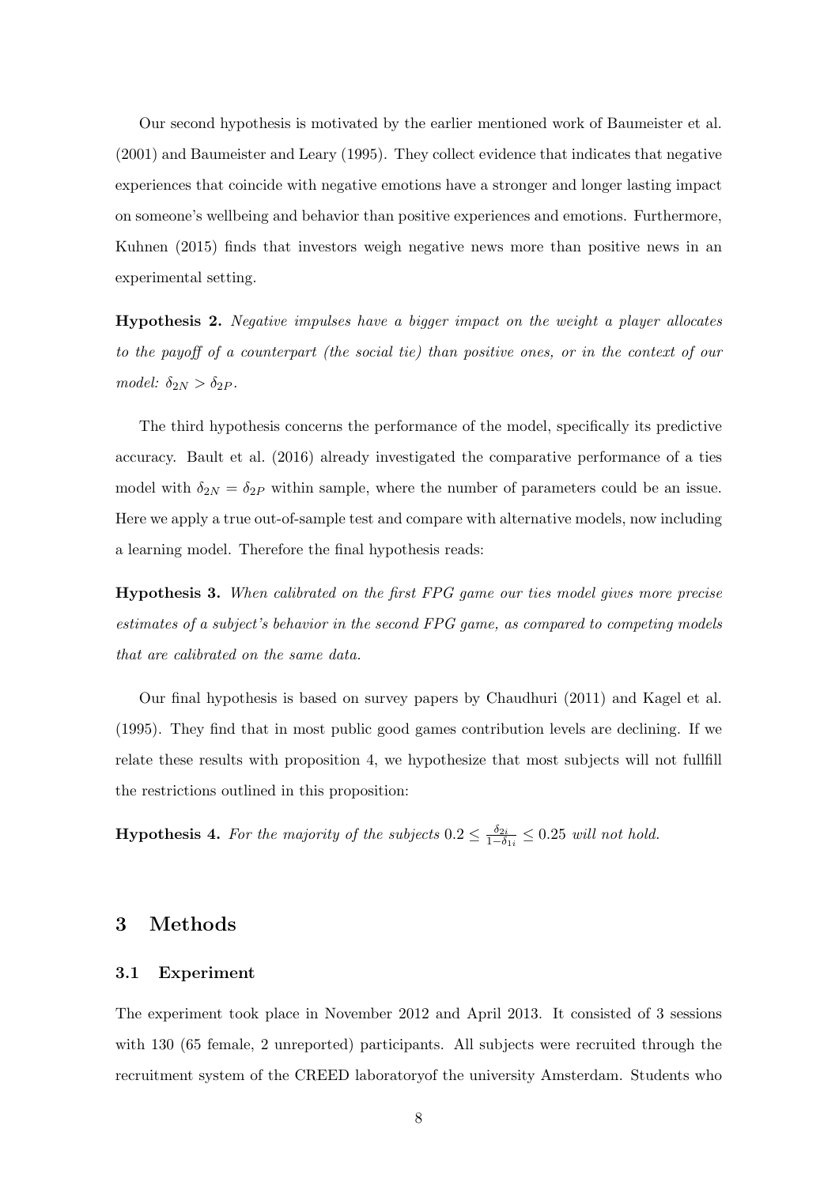Our second hypothesis is motivated by the earlier mentioned work of Baumeister et al. (2001) and Baumeister and Leary (1995). They collect evidence that indicates that negative experiences that coincide with negative emotions have a stronger and longer lasting impact on someone's wellbeing and behavior than positive experiences and emotions. Furthermore, Kuhnen (2015) finds that investors weigh negative news more than positive news in an experimental setting.

**Hypothesis 2.** *Negative impulses have a bigger impact on the weight a player allocates to the payoff of a counterpart (the social tie) than positive ones, or in the context of our model:* $\delta_{2N} > \delta_{2P}$.

The third hypothesis concerns the performance of the model, specifically its predictive accuracy. Bault et al. (2016) already investigated the comparative performance of a ties model with $\delta_{2N} = \delta_{2P}$ within sample, where the number of parameters could be an issue. Here we apply a true out-of-sample test and compare with alternative models, now including a learning model. Therefore the final hypothesis reads:

**Hypothesis 3.** *When calibrated on the first FPG game our ties model gives more precise estimates of a subject's behavior in the second FPG game, as compared to competing models that are calibrated on the same data.*

Our final hypothesis is based on survey papers by Chaudhuri (2011) and Kagel et al. (1995). They find that in most public good games contribution levels are declining. If we relate these results with proposition 4, we hypothesize that most subjects will not fullfill the restrictions outlined in this proposition:

**Hypothesis 4.** *For the majority of the subjects* $0.2 \leq \frac{\delta_{2i}}{1-\delta_{1i}} \leq 0.25$ *will not hold.*

# 3 Methods

## 3.1 Experiment

The experiment took place in November 2012 and April 2013. It consisted of 3 sessions with 130 (65 female, 2 unreported) participants. All subjects were recruited through the recruitment system of the CREED laboratoryof the university Amsterdam. Students who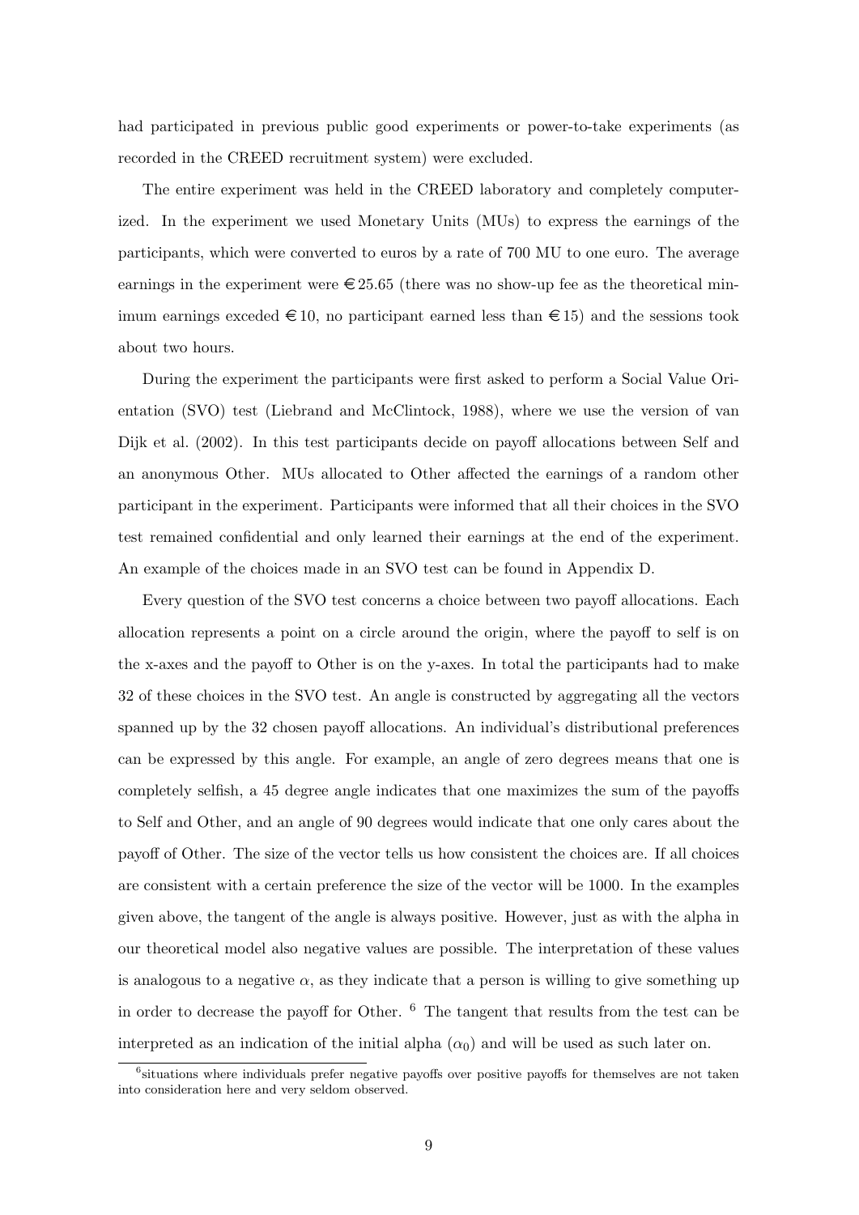had participated in previous public good experiments or power-to-take experiments (as recorded in the CREED recruitment system) were excluded.

The entire experiment was held in the CREED laboratory and completely computerized. In the experiment we used Monetary Units (MUs) to express the earnings of the participants, which were converted to euros by a rate of 700 MU to one euro. The average earnings in the experiment were €25.65 (there was no show-up fee as the theoretical minimum earnings exceded €10, no participant earned less than €15) and the sessions took about two hours.

During the experiment the participants were first asked to perform a Social Value Orientation (SVO) test (Liebrand and McClintock, 1988), where we use the version of van Dijk et al. (2002). In this test participants decide on payoff allocations between Self and an anonymous Other. MUs allocated to Other affected the earnings of a random other participant in the experiment. Participants were informed that all their choices in the SVO test remained confidential and only learned their earnings at the end of the experiment. An example of the choices made in an SVO test can be found in Appendix D.

Every question of the SVO test concerns a choice between two payoff allocations. Each allocation represents a point on a circle around the origin, where the payoff to self is on the x-axes and the payoff to Other is on the y-axes. In total the participants had to make 32 of these choices in the SVO test. An angle is constructed by aggregating all the vectors spanned up by the 32 chosen payoff allocations. An individual's distributional preferences can be expressed by this angle. For example, an angle of zero degrees means that one is completely selfish, a 45 degree angle indicates that one maximizes the sum of the payoffs to Self and Other, and an angle of 90 degrees would indicate that one only cares about the payoff of Other. The size of the vector tells us how consistent the choices are. If all choices are consistent with a certain preference the size of the vector will be 1000. In the examples given above, the tangent of the angle is always positive. However, just as with the alpha in our theoretical model also negative values are possible. The interpretation of these values is analogous to a negative $\alpha$, as they indicate that a person is willing to give something up in order to decrease the payoff for Other. [6] The tangent that results from the test can be interpreted as an indication of the initial alpha ($\alpha_0$) and will be used as such later on.

[6] situations where individuals prefer negative payoffs over positive payoffs for themselves are not taken into consideration here and very seldom observed.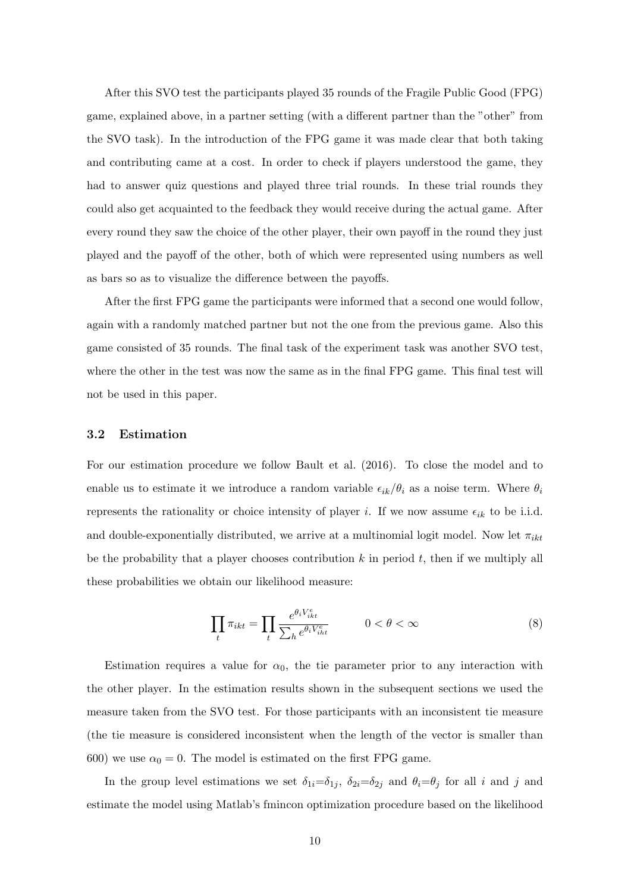After this SVO test the participants played 35 rounds of the Fragile Public Good (FPG) game, explained above, in a partner setting (with a different partner than the "other" from the SVO task). In the introduction of the FPG game it was made clear that both taking and contributing came at a cost. In order to check if players understood the game, they had to answer quiz questions and played three trial rounds. In these trial rounds they could also get acquainted to the feedback they would receive during the actual game. After every round they saw the choice of the other player, their own payoff in the round they just played and the payoff of the other, both of which were represented using numbers as well as bars so as to visualize the difference between the payoffs.

After the first FPG game the participants were informed that a second one would follow, again with a randomly matched partner but not the one from the previous game. Also this game consisted of 35 rounds. The final task of the experiment task was another SVO test, where the other in the test was now the same as in the final FPG game. This final test will not be used in this paper.

### 3.2 Estimation

For our estimation procedure we follow Bault et al. (2016). To close the model and to enable us to estimate it we introduce a random variable $\epsilon_{ik}/\theta_i$ as a noise term. Where $\theta_i$ represents the rationality or choice intensity of player $i$. If we now assume $\epsilon_{ik}$ to be i.i.d. and double-exponentially distributed, we arrive at a multinomial logit model. Now let $\pi_{ikt}$ be the probability that a player chooses contribution $k$ in period $t$, then if we multiply all these probabilities we obtain our likelihood measure:

$$\prod_t \pi_{ikt} = \prod_t \frac{e^{\theta_i V^e_{ikt}}}{\sum_h e^{\theta_i V^e_{iht}}} \qquad 0 < \theta < \infty \tag{8}$$

Estimation requires a value for $\alpha_0$, the tie parameter prior to any interaction with the other player. In the estimation results shown in the subsequent sections we used the measure taken from the SVO test. For those participants with an inconsistent tie measure (the tie measure is considered inconsistent when the length of the vector is smaller than 600) we use $\alpha_0 = 0$. The model is estimated on the first FPG game.

In the group level estimations we set $\delta_{1i}$=$\delta_{1j}$, $\delta_{2i}$=$\delta_{2j}$ and $\theta_i$=$\theta_j$ for all $i$ and $j$ and estimate the model using Matlab's fmincon optimization procedure based on the likelihood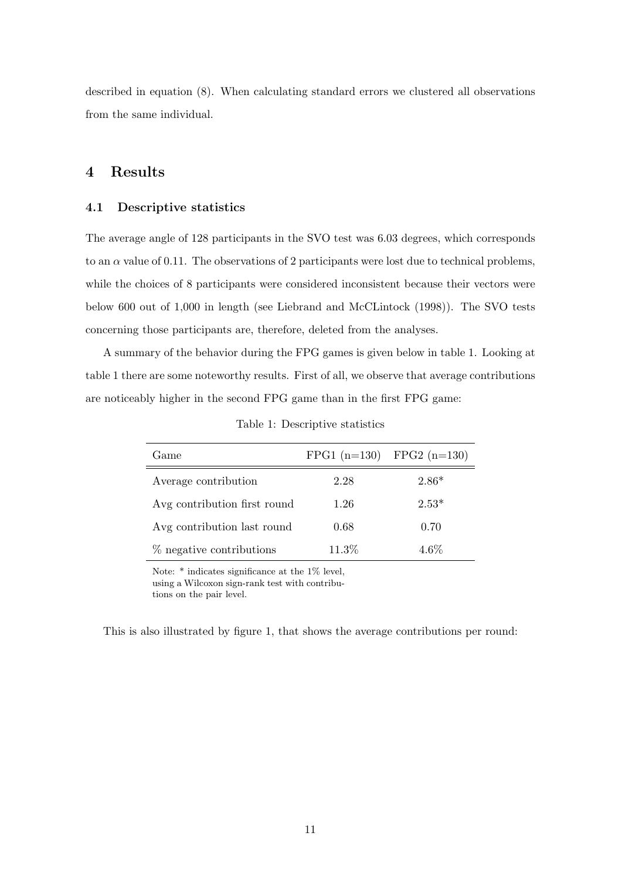described in equation (8). When calculating standard errors we clustered all observations from the same individual.

## 4 Results

### 4.1 Descriptive statistics

The average angle of 128 participants in the SVO test was 6.03 degrees, which corresponds to an $\alpha$ value of 0.11. The observations of 2 participants were lost due to technical problems, while the choices of 8 participants were considered inconsistent because their vectors were below 600 out of 1,000 in length (see Liebrand and McCLintock (1998)). The SVO tests concerning those participants are, therefore, deleted from the analyses.

A summary of the behavior during the FPG games is given below in table 1. Looking at table 1 there are some noteworthy results. First of all, we observe that average contributions are noticeably higher in the second FPG game than in the first FPG game:

Table 1: Descriptive statistics

| Game | FPG1 (n=130) | FPG2 (n=130) |
|---|---|---|
| Average contribution | 2.28 | 2.86* |
| Avg contribution first round | 1.26 | 2.53* |
| Avg contribution last round | 0.68 | 0.70 |
| % negative contributions | 11.3% | 4.6% |

Note: * indicates significance at the 1% level, using a Wilcoxon sign-rank test with contributions on the pair level.

This is also illustrated by figure 1, that shows the average contributions per round: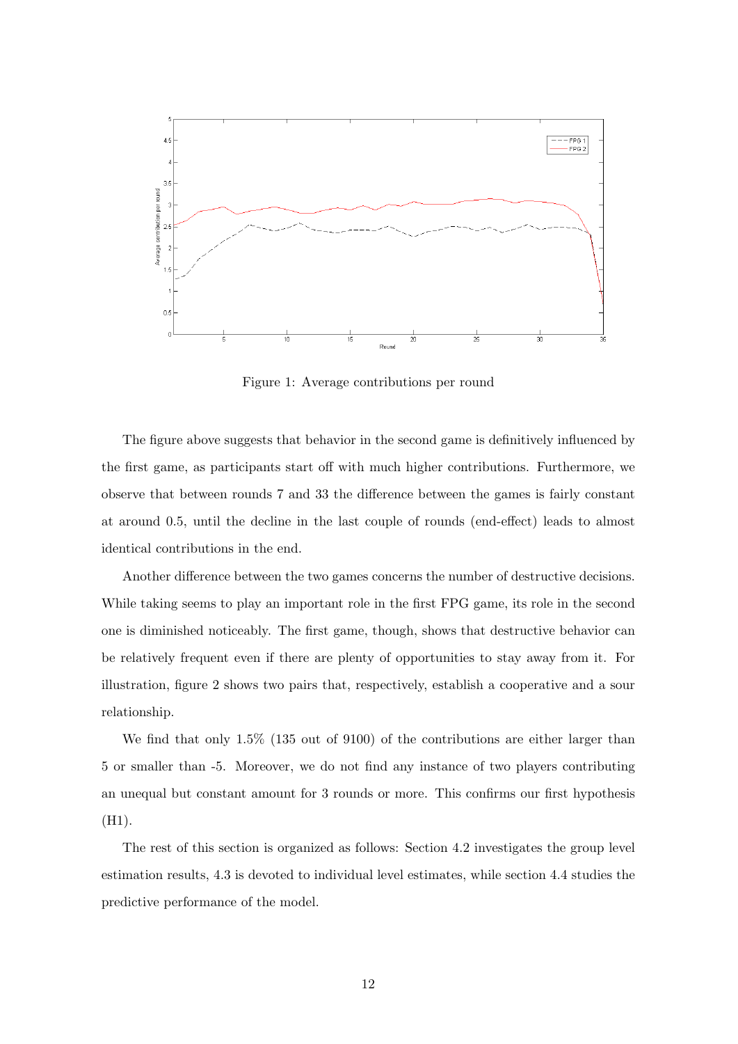Average contribution per round

0
0.5
1
1.5
2
2.5
3
3.5
4
4.5
5

5
10
15
20
25
30
35

Round

FPG 1
FPG 2

Figure 1: Average contributions per round

The figure above suggests that behavior in the second game is definitively influenced by the first game, as participants start off with much higher contributions. Furthermore, we observe that between rounds 7 and 33 the difference between the games is fairly constant at around 0.5, until the decline in the last couple of rounds (end-effect) leads to almost identical contributions in the end.

Another difference between the two games concerns the number of destructive decisions. While taking seems to play an important role in the first FPG game, its role in the second one is diminished noticeably. The first game, though, shows that destructive behavior can be relatively frequent even if there are plenty of opportunities to stay away from it. For illustration, figure 2 shows two pairs that, respectively, establish a cooperative and a sour relationship.

We find that only 1.5% (135 out of 9100) of the contributions are either larger than 5 or smaller than -5. Moreover, we do not find any instance of two players contributing an unequal but constant amount for 3 rounds or more. This confirms our first hypothesis (H1).

The rest of this section is organized as follows: Section 4.2 investigates the group level estimation results, 4.3 is devoted to individual level estimates, while section 4.4 studies the predictive performance of the model.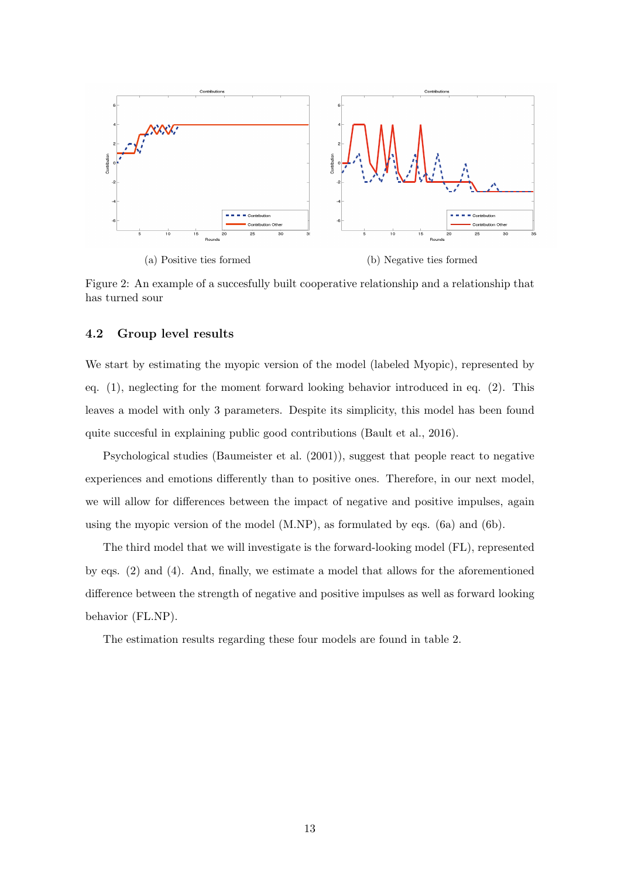(a) Positive ties formed

(b) Negative ties formed

Figure 2: An example of a succesfully built cooperative relationship and a relationship that has turned sour

### 4.2 Group level results

We start by estimating the myopic version of the model (labeled Myopic), represented by eq. (1), neglecting for the moment forward looking behavior introduced in eq. (2). This leaves a model with only 3 parameters. Despite its simplicity, this model has been found quite succesful in explaining public good contributions (Bault et al., 2016).

Psychological studies (Baumeister et al. (2001)), suggest that people react to negative experiences and emotions differently than to positive ones. Therefore, in our next model, we will allow for differences between the impact of negative and positive impulses, again using the myopic version of the model (M.NP), as formulated by eqs. (6a) and (6b).

The third model that we will investigate is the forward-looking model (FL), represented by eqs. (2) and (4). And, finally, we estimate a model that allows for the aforementioned difference between the strength of negative and positive impulses as well as forward looking behavior (FL.NP).

The estimation results regarding these four models are found in table 2.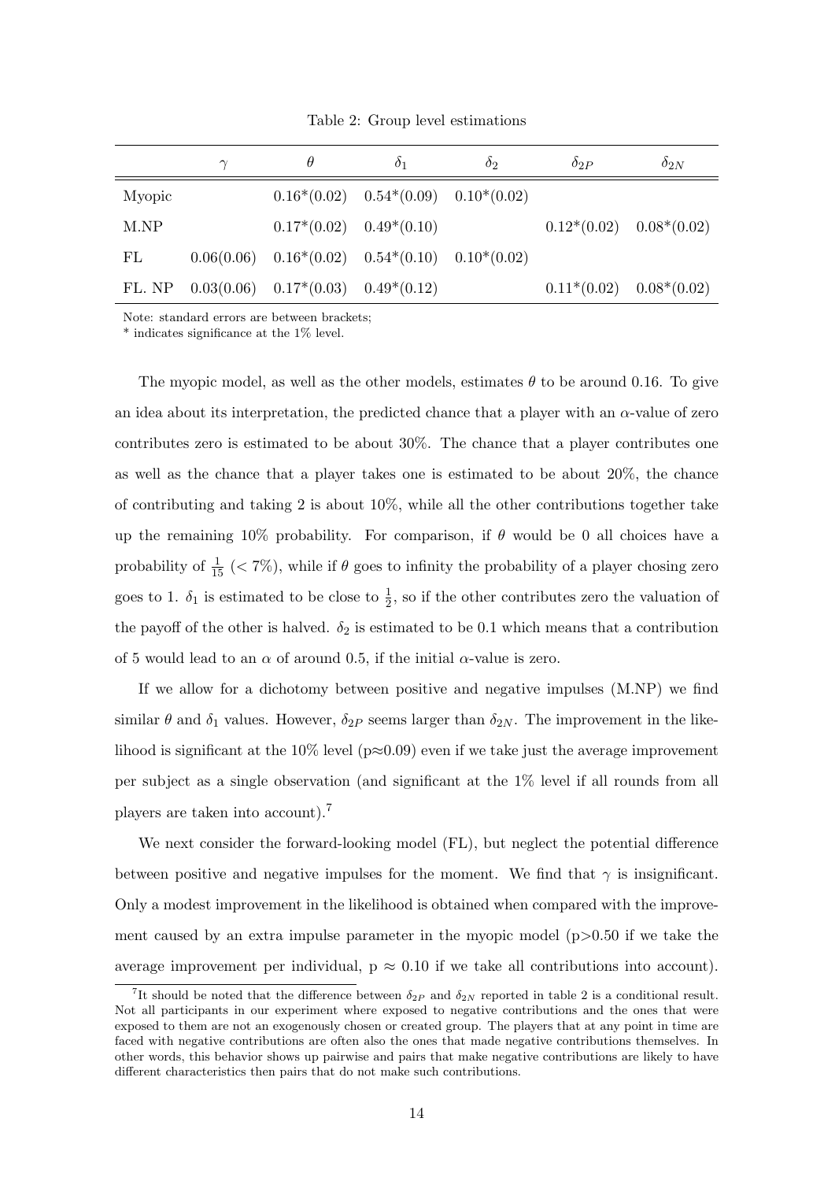Table 2: Group level estimations

| | $\gamma$ | $\theta$ | $\delta_1$ | $\delta_2$ | $\delta_{2P}$ | $\delta_{2N}$ |
|---|---|---|---|---|---|---|
| Myopic | | 0.16*(0.02) | 0.54*(0.09) | 0.10*(0.02) | | |
| M.NP | | 0.17*(0.02) | 0.49*(0.10) | | 0.12*(0.02) | 0.08*(0.02) |
| FL | 0.06(0.06) | 0.16*(0.02) | 0.54*(0.10) | 0.10*(0.02) | | |
| FL. NP | 0.03(0.06) | 0.17*(0.03) | 0.49*(0.12) | | 0.11*(0.02) | 0.08*(0.02) |

Note: standard errors are between brackets;
* indicates significance at the 1% level.

The myopic model, as well as the other models, estimates $\theta$ to be around 0.16. To give an idea about its interpretation, the predicted chance that a player with an $\alpha$-value of zero contributes zero is estimated to be about 30%. The chance that a player contributes one as well as the chance that a player takes one is estimated to be about 20%, the chance of contributing and taking 2 is about 10%, while all the other contributions together take up the remaining 10% probability. For comparison, if $\theta$ would be 0 all choices have a probability of $\frac{1}{15}$ ($< 7\%$), while if $\theta$ goes to infinity the probability of a player chosing zero goes to 1. $\delta_1$ is estimated to be close to $\frac{1}{2}$, so if the other contributes zero the valuation of the payoff of the other is halved. $\delta_2$ is estimated to be 0.1 which means that a contribution of 5 would lead to an $\alpha$ of around 0.5, if the initial $\alpha$-value is zero.

If we allow for a dichotomy between positive and negative impulses (M.NP) we find similar $\theta$ and $\delta_1$ values. However, $\delta_{2P}$ seems larger than $\delta_{2N}$. The improvement in the likelihood is significant at the 10% level (p≈0.09) even if we take just the average improvement per subject as a single observation (and significant at the 1% level if all rounds from all players are taken into account).[7]

We next consider the forward-looking model (FL), but neglect the potential difference between positive and negative impulses for the moment. We find that $\gamma$ is insignificant. Only a modest improvement in the likelihood is obtained when compared with the improvement caused by an extra impulse parameter in the myopic model (p>0.50 if we take the average improvement per individual, p $\approx$ 0.10 if we take all contributions into account).

[7]It should be noted that the difference between $\delta_{2P}$ and $\delta_{2N}$ reported in table 2 is a conditional result. Not all participants in our experiment where exposed to negative contributions and the ones that were exposed to them are not an exogenously chosen or created group. The players that at any point in time are faced with negative contributions are often also the ones that made negative contributions themselves. In other words, this behavior shows up pairwise and pairs that make negative contributions are likely to have different characteristics then pairs that do not make such contributions.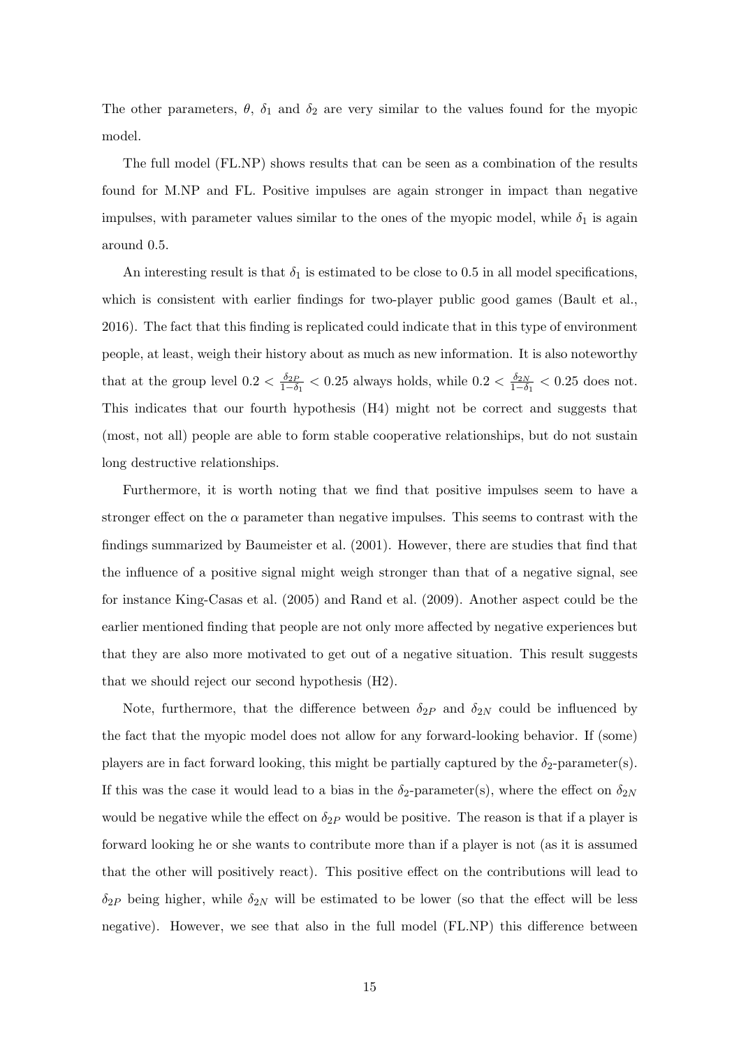The other parameters, $\theta$, $\delta_1$ and $\delta_2$ are very similar to the values found for the myopic model.

The full model (FL.NP) shows results that can be seen as a combination of the results found for M.NP and FL. Positive impulses are again stronger in impact than negative impulses, with parameter values similar to the ones of the myopic model, while $\delta_1$ is again around 0.5.

An interesting result is that $\delta_1$ is estimated to be close to 0.5 in all model specifications, which is consistent with earlier findings for two-player public good games (Bault et al., 2016). The fact that this finding is replicated could indicate that in this type of environment people, at least, weigh their history about as much as new information. It is also noteworthy that at the group level $0.2 < \frac{\delta_{2P}}{1-\delta_1} < 0.25$ always holds, while $0.2 < \frac{\delta_{2N}}{1-\delta_1} < 0.25$ does not. This indicates that our fourth hypothesis (H4) might not be correct and suggests that (most, not all) people are able to form stable cooperative relationships, but do not sustain long destructive relationships.

Furthermore, it is worth noting that we find that positive impulses seem to have a stronger effect on the $\alpha$ parameter than negative impulses. This seems to contrast with the findings summarized by Baumeister et al. (2001). However, there are studies that find that the influence of a positive signal might weigh stronger than that of a negative signal, see for instance King-Casas et al. (2005) and Rand et al. (2009). Another aspect could be the earlier mentioned finding that people are not only more affected by negative experiences but that they are also more motivated to get out of a negative situation. This result suggests that we should reject our second hypothesis (H2).

Note, furthermore, that the difference between $\delta_{2P}$ and $\delta_{2N}$ could be influenced by the fact that the myopic model does not allow for any forward-looking behavior. If (some) players are in fact forward looking, this might be partially captured by the $\delta_2$-parameter(s). If this was the case it would lead to a bias in the $\delta_2$-parameter(s), where the effect on $\delta_{2N}$ would be negative while the effect on $\delta_{2P}$ would be positive. The reason is that if a player is forward looking he or she wants to contribute more than if a player is not (as it is assumed that the other will positively react). This positive effect on the contributions will lead to $\delta_{2P}$ being higher, while $\delta_{2N}$ will be estimated to be lower (so that the effect will be less negative). However, we see that also in the full model (FL.NP) this difference between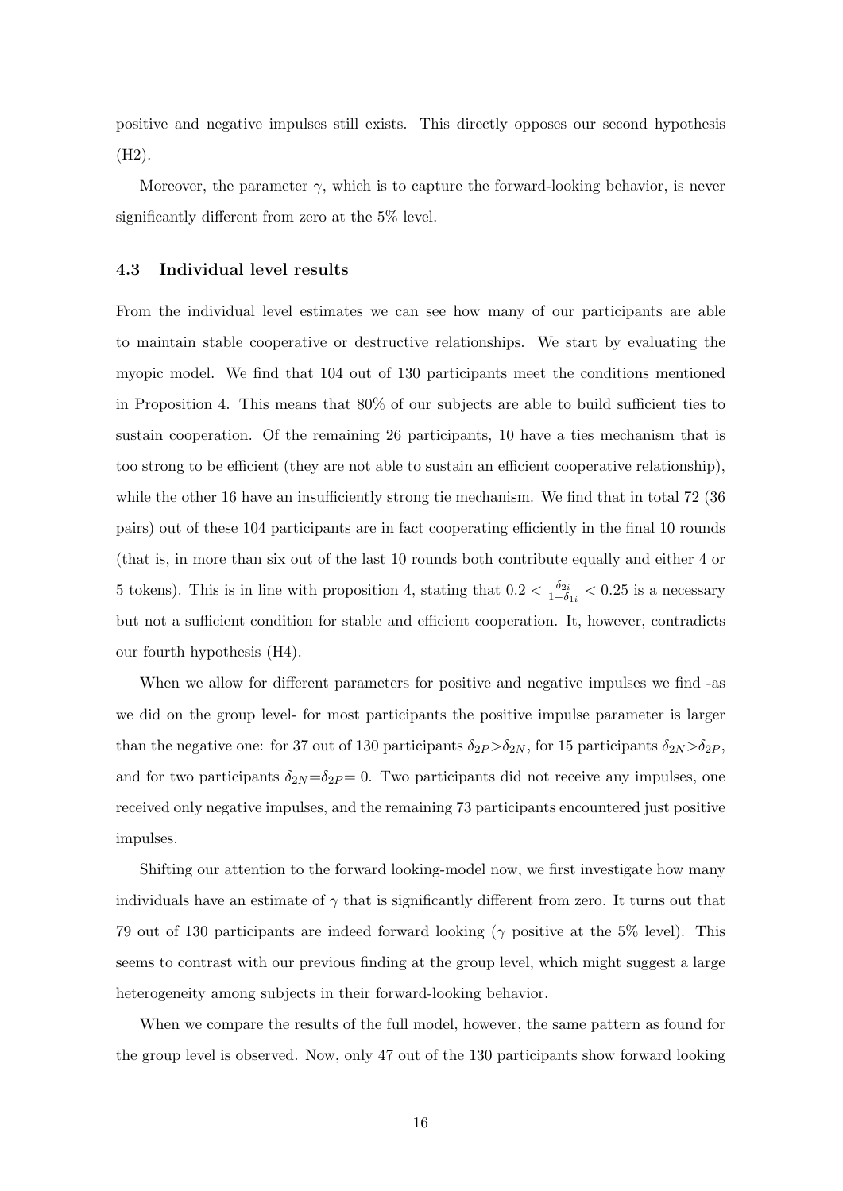positive and negative impulses still exists. This directly opposes our second hypothesis (H2).

Moreover, the parameter $\gamma$, which is to capture the forward-looking behavior, is never significantly different from zero at the 5% level.

### 4.3 Individual level results

From the individual level estimates we can see how many of our participants are able to maintain stable cooperative or destructive relationships. We start by evaluating the myopic model. We find that 104 out of 130 participants meet the conditions mentioned in Proposition 4. This means that 80% of our subjects are able to build sufficient ties to sustain cooperation. Of the remaining 26 participants, 10 have a ties mechanism that is too strong to be efficient (they are not able to sustain an efficient cooperative relationship), while the other 16 have an insufficiently strong tie mechanism. We find that in total 72 (36 pairs) out of these 104 participants are in fact cooperating efficiently in the final 10 rounds (that is, in more than six out of the last 10 rounds both contribute equally and either 4 or 5 tokens). This is in line with proposition 4, stating that $0.2 < \frac{\delta_{2i}}{1-\delta_{1i}} < 0.25$ is a necessary but not a sufficient condition for stable and efficient cooperation. It, however, contradicts our fourth hypothesis (H4).

When we allow for different parameters for positive and negative impulses we find -as we did on the group level- for most participants the positive impulse parameter is larger than the negative one: for 37 out of 130 participants $\delta_{2P} > \delta_{2N}$, for 15 participants $\delta_{2N} > \delta_{2P}$, and for two participants $\delta_{2N} = \delta_{2P} = 0$. Two participants did not receive any impulses, one received only negative impulses, and the remaining 73 participants encountered just positive impulses.

Shifting our attention to the forward looking-model now, we first investigate how many individuals have an estimate of $\gamma$ that is significantly different from zero. It turns out that 79 out of 130 participants are indeed forward looking ($\gamma$ positive at the 5% level). This seems to contrast with our previous finding at the group level, which might suggest a large heterogeneity among subjects in their forward-looking behavior.

When we compare the results of the full model, however, the same pattern as found for the group level is observed. Now, only 47 out of the 130 participants show forward looking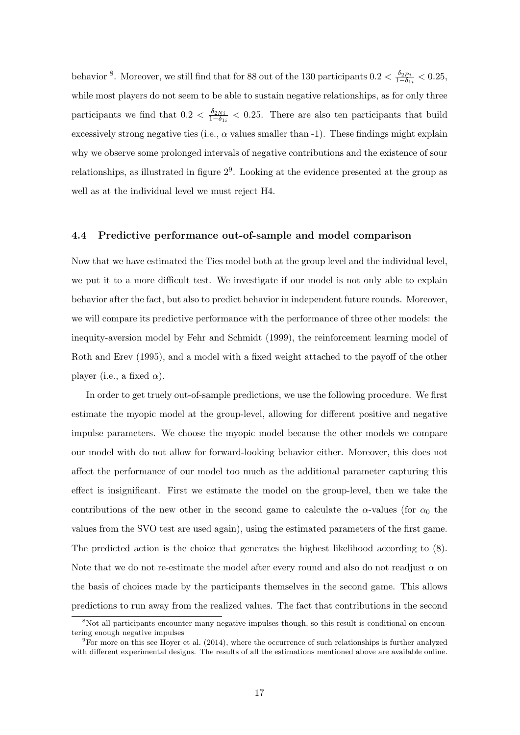behavior [8]. Moreover, we still find that for 88 out of the 130 participants $0.2 < \frac{\delta_{2Pi}}{1-\delta_{1i}} < 0.25$, while most players do not seem to be able to sustain negative relationships, as for only three participants we find that $0.2 < \frac{\delta_{2Ni}}{1-\delta_{1i}} < 0.25$. There are also ten participants that build excessively strong negative ties (i.e., $\alpha$ values smaller than -1). These findings might explain why we observe some prolonged intervals of negative contributions and the existence of sour relationships, as illustrated in figure 2[9]. Looking at the evidence presented at the group as well as at the individual level we must reject H4.

### 4.4 Predictive performance out-of-sample and model comparison

Now that we have estimated the Ties model both at the group level and the individual level, we put it to a more difficult test. We investigate if our model is not only able to explain behavior after the fact, but also to predict behavior in independent future rounds. Moreover, we will compare its predictive performance with the performance of three other models: the inequity-aversion model by Fehr and Schmidt (1999), the reinforcement learning model of Roth and Erev (1995), and a model with a fixed weight attached to the payoff of the other player (i.e., a fixed $\alpha$).

In order to get truely out-of-sample predictions, we use the following procedure. We first estimate the myopic model at the group-level, allowing for different positive and negative impulse parameters. We choose the myopic model because the other models we compare our model with do not allow for forward-looking behavior either. Moreover, this does not affect the performance of our model too much as the additional parameter capturing this effect is insignificant. First we estimate the model on the group-level, then we take the contributions of the new other in the second game to calculate the $\alpha$-values (for $\alpha_0$ the values from the SVO test are used again), using the estimated parameters of the first game. The predicted action is the choice that generates the highest likelihood according to (8). Note that we do not re-estimate the model after every round and also do not readjust $\alpha$ on the basis of choices made by the participants themselves in the second game. This allows predictions to run away from the realized values. The fact that contributions in the second

[8] Not all participants encounter many negative impulses though, so this result is conditional on encountering enough negative impulses

[9] For more on this see Hoyer et al. (2014), where the occurrence of such relationships is further analyzed with different experimental designs. The results of all the estimations mentioned above are available online.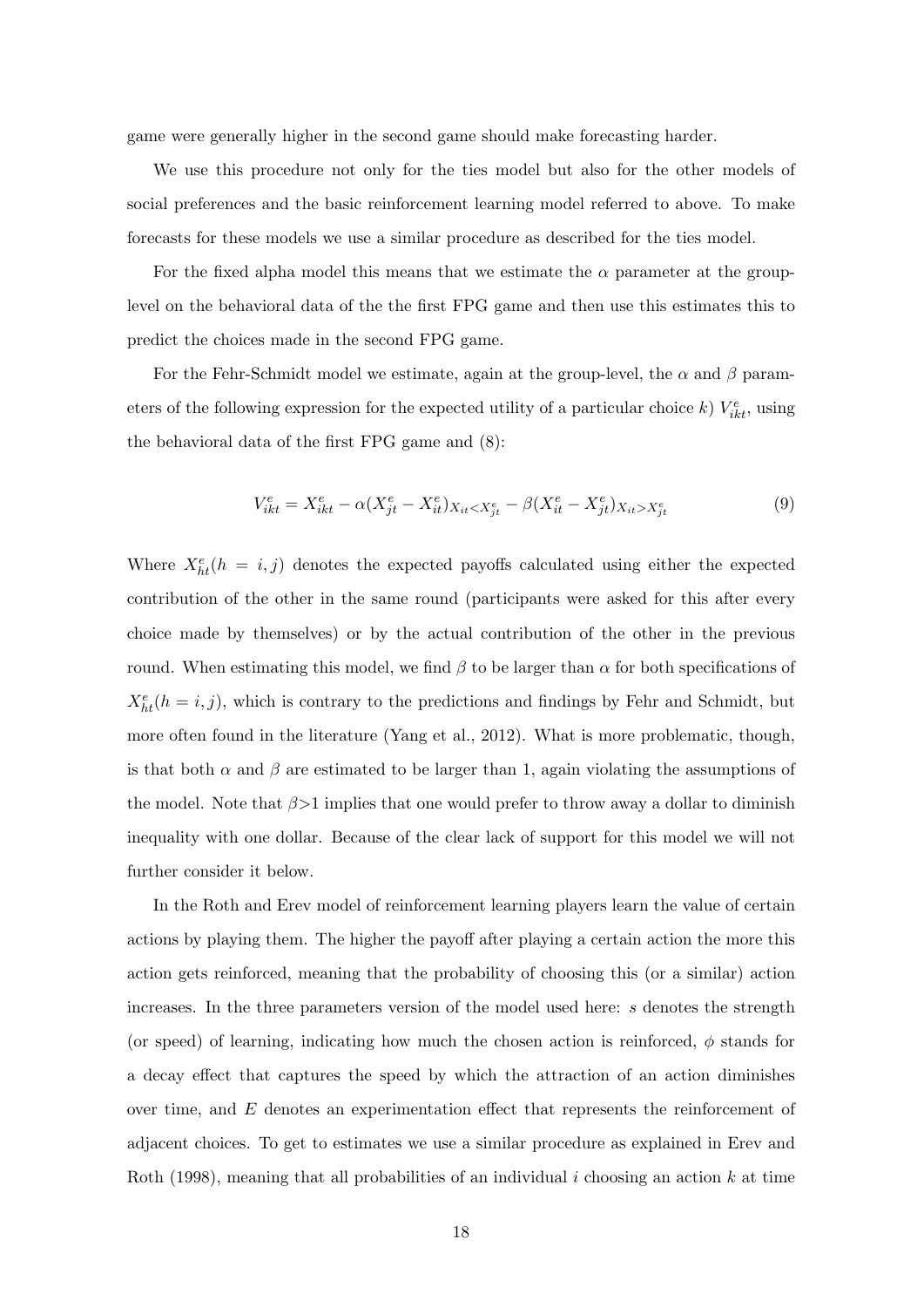game were generally higher in the second game should make forecasting harder.

We use this procedure not only for the ties model but also for the other models of social preferences and the basic reinforcement learning model referred to above. To make forecasts for these models we use a similar procedure as described for the ties model.

For the fixed alpha model this means that we estimate the $\alpha$ parameter at the group-level on the behavioral data of the the first FPG game and then use this estimates this to predict the choices made in the second FPG game.

For the Fehr-Schmidt model we estimate, again at the group-level, the $\alpha$ and $\beta$ parameters of the following expression for the expected utility of a particular choice $k$) $V_{ikt}^e$, using the behavioral data of the first FPG game and (8):

$$V_{ikt}^e = X_{ikt}^e - \alpha(X_{jt}^e - X_{it}^e)_{X_{it} < X_{jt}^e} - \beta(X_{it}^e - X_{jt}^e)_{X_{it} > X_{jt}^e} \tag{9}$$

Where $X_{ht}^e(h = i, j)$ denotes the expected payoffs calculated using either the expected contribution of the other in the same round (participants were asked for this after every choice made by themselves) or by the actual contribution of the other in the previous round. When estimating this model, we find $\beta$ to be larger than $\alpha$ for both specifications of $X_{ht}^e(h = i, j)$, which is contrary to the predictions and findings by Fehr and Schmidt, but more often found in the literature (Yang et al., 2012). What is more problematic, though, is that both $\alpha$ and $\beta$ are estimated to be larger than 1, again violating the assumptions of the model. Note that $\beta$>1 implies that one would prefer to throw away a dollar to diminish inequality with one dollar. Because of the clear lack of support for this model we will not further consider it below.

In the Roth and Erev model of reinforcement learning players learn the value of certain actions by playing them. The higher the payoff after playing a certain action the more this action gets reinforced, meaning that the probability of choosing this (or a similar) action increases. In the three parameters version of the model used here: $s$ denotes the strength (or speed) of learning, indicating how much the chosen action is reinforced, $\phi$ stands for a decay effect that captures the speed by which the attraction of an action diminishes over time, and $E$ denotes an experimentation effect that represents the reinforcement of adjacent choices. To get to estimates we use a similar procedure as explained in Erev and Roth (1998), meaning that all probabilities of an individual $i$ choosing an action $k$ at time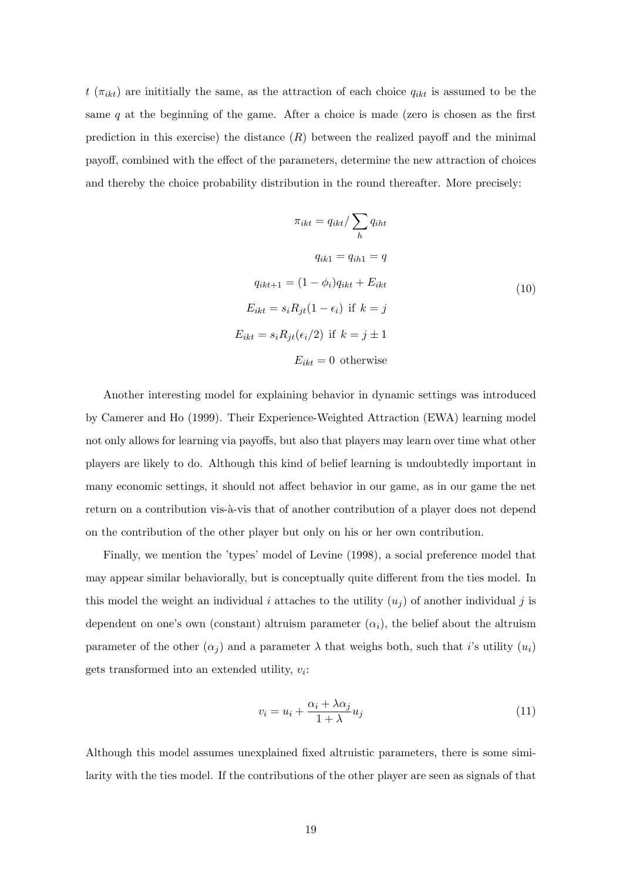$t$ ($\pi_{ikt}$) are inititially the same, as the attraction of each choice $q_{ikt}$ is assumed to be the same $q$ at the beginning of the game. After a choice is made (zero is chosen as the first prediction in this exercise) the distance ($R$) between the realized payoff and the minimal payoff, combined with the effect of the parameters, determine the new attraction of choices and thereby the choice probability distribution in the round thereafter. More precisely:

$$
\begin{aligned}
\pi_{ikt} &= q_{ikt} / \sum_h q_{iht} \\
q_{ik1} &= q_{ih1} = q \\
q_{ikt+1} &= (1 - \phi_i) q_{ikt} + E_{ikt} \\
E_{ikt} &= s_i R_{jt} (1 - \epsilon_i) \text{ if } k = j \\
E_{ikt} &= s_i R_{jt} (\epsilon_i / 2) \text{ if } k = j \pm 1 \\
E_{ikt} &= 0 \text{ otherwise}
\end{aligned}
\tag{10}
$$

Another interesting model for explaining behavior in dynamic settings was introduced by Camerer and Ho (1999). Their Experience-Weighted Attraction (EWA) learning model not only allows for learning via payoffs, but also that players may learn over time what other players are likely to do. Although this kind of belief learning is undoubtedly important in many economic settings, it should not affect behavior in our game, as in our game the net return on a contribution vis-à-vis that of another contribution of a player does not depend on the contribution of the other player but only on his or her own contribution.

Finally, we mention the 'types' model of Levine (1998), a social preference model that may appear similar behaviorally, but is conceptually quite different from the ties model. In this model the weight an individual $i$ attaches to the utility ($u_j$) of another individual $j$ is dependent on one's own (constant) altruism parameter ($\alpha_i$), the belief about the altruism parameter of the other ($\alpha_j$) and a parameter $\lambda$ that weighs both, such that $i$'s utility ($u_i$) gets transformed into an extended utility, $v_i$:

$$
v_i = u_i + \frac{\alpha_i + \lambda \alpha_j}{1 + \lambda} u_j \tag{11}
$$

Although this model assumes unexplained fixed altruistic parameters, there is some similarity with the ties model. If the contributions of the other player are seen as signals of that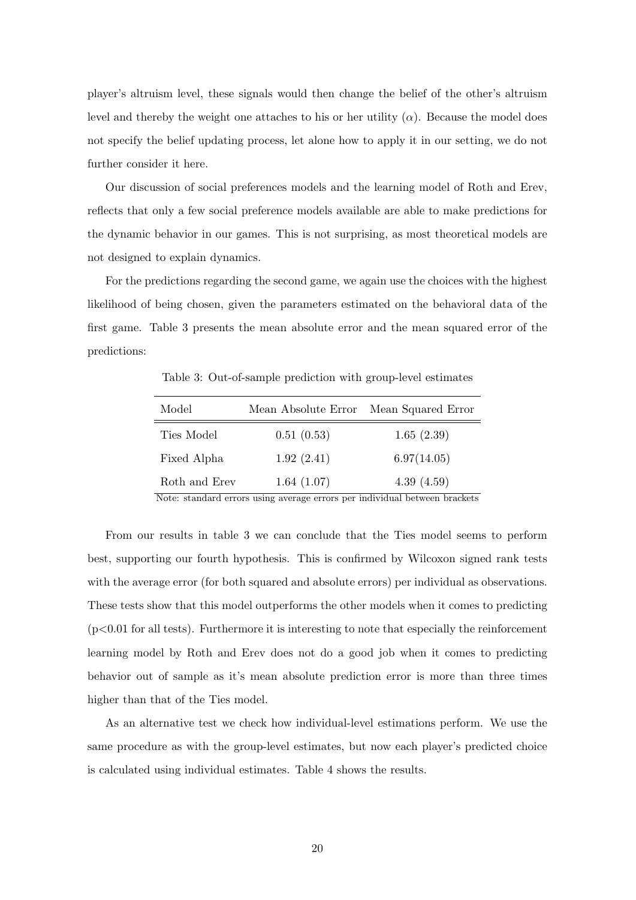player's altruism level, these signals would then change the belief of the other's altruism level and thereby the weight one attaches to his or her utility ($\alpha$). Because the model does not specify the belief updating process, let alone how to apply it in our setting, we do not further consider it here.

Our discussion of social preferences models and the learning model of Roth and Erev, reflects that only a few social preference models available are able to make predictions for the dynamic behavior in our games. This is not surprising, as most theoretical models are not designed to explain dynamics.

For the predictions regarding the second game, we again use the choices with the highest likelihood of being chosen, given the parameters estimated on the behavioral data of the first game. Table 3 presents the mean absolute error and the mean squared error of the predictions:

Table 3: Out-of-sample prediction with group-level estimates

| Model | Mean Absolute Error | Mean Squared Error |
|---|---|---|
| Ties Model | 0.51 (0.53) | 1.65 (2.39) |
| Fixed Alpha | 1.92 (2.41) | 6.97(14.05) |
| Roth and Erev | 1.64 (1.07) | 4.39 (4.59) |

Note: standard errors using average errors per individual between brackets

From our results in table 3 we can conclude that the Ties model seems to perform best, supporting our fourth hypothesis. This is confirmed by Wilcoxon signed rank tests with the average error (for both squared and absolute errors) per individual as observations. These tests show that this model outperforms the other models when it comes to predicting ($p<0.01$ for all tests). Furthermore it is interesting to note that especially the reinforcement learning model by Roth and Erev does not do a good job when it comes to predicting behavior out of sample as it's mean absolute prediction error is more than three times higher than that of the Ties model.

As an alternative test we check how individual-level estimations perform. We use the same procedure as with the group-level estimates, but now each player's predicted choice is calculated using individual estimates. Table 4 shows the results.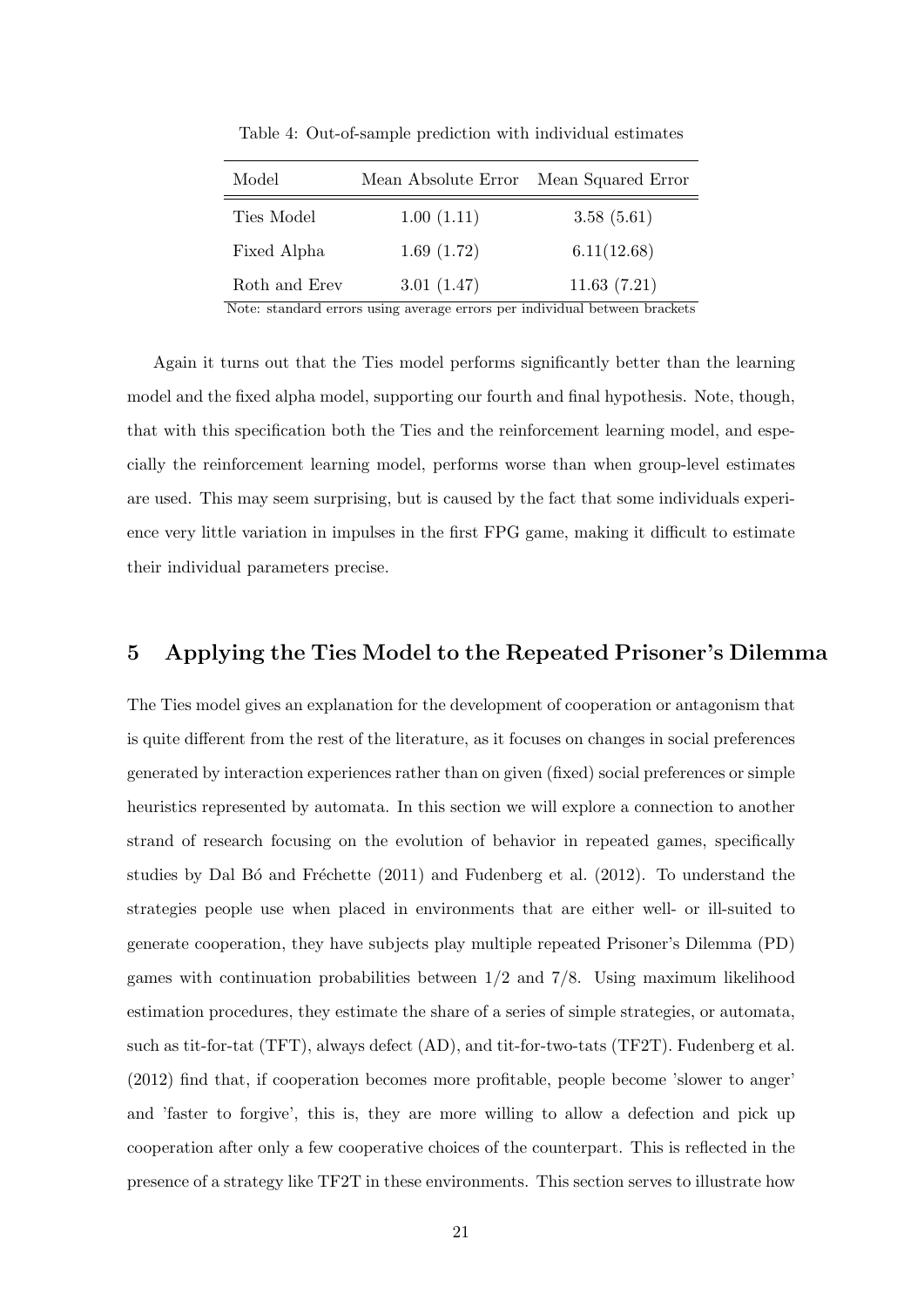Table 4: Out-of-sample prediction with individual estimates

| Model | Mean Absolute Error | Mean Squared Error |
|---|---|---|
| Ties Model | 1.00 (1.11) | 3.58 (5.61) |
| Fixed Alpha | 1.69 (1.72) | 6.11(12.68) |
| Roth and Erev | 3.01 (1.47) | 11.63 (7.21) |

Note: standard errors using average errors per individual between brackets

Again it turns out that the Ties model performs significantly better than the learning model and the fixed alpha model, supporting our fourth and final hypothesis. Note, though, that with this specification both the Ties and the reinforcement learning model, and especially the reinforcement learning model, performs worse than when group-level estimates are used. This may seem surprising, but is caused by the fact that some individuals experience very little variation in impulses in the first FPG game, making it difficult to estimate their individual parameters precise.

## 5 Applying the Ties Model to the Repeated Prisoner's Dilemma

The Ties model gives an explanation for the development of cooperation or antagonism that is quite different from the rest of the literature, as it focuses on changes in social preferences generated by interaction experiences rather than on given (fixed) social preferences or simple heuristics represented by automata. In this section we will explore a connection to another strand of research focusing on the evolution of behavior in repeated games, specifically studies by Dal Bó and Fréchette (2011) and Fudenberg et al. (2012). To understand the strategies people use when placed in environments that are either well- or ill-suited to generate cooperation, they have subjects play multiple repeated Prisoner's Dilemma (PD) games with continuation probabilities between 1/2 and 7/8. Using maximum likelihood estimation procedures, they estimate the share of a series of simple strategies, or automata, such as tit-for-tat (TFT), always defect (AD), and tit-for-two-tats (TF2T). Fudenberg et al. (2012) find that, if cooperation becomes more profitable, people become 'slower to anger' and 'faster to forgive', this is, they are more willing to allow a defection and pick up cooperation after only a few cooperative choices of the counterpart. This is reflected in the presence of a strategy like TF2T in these environments. This section serves to illustrate how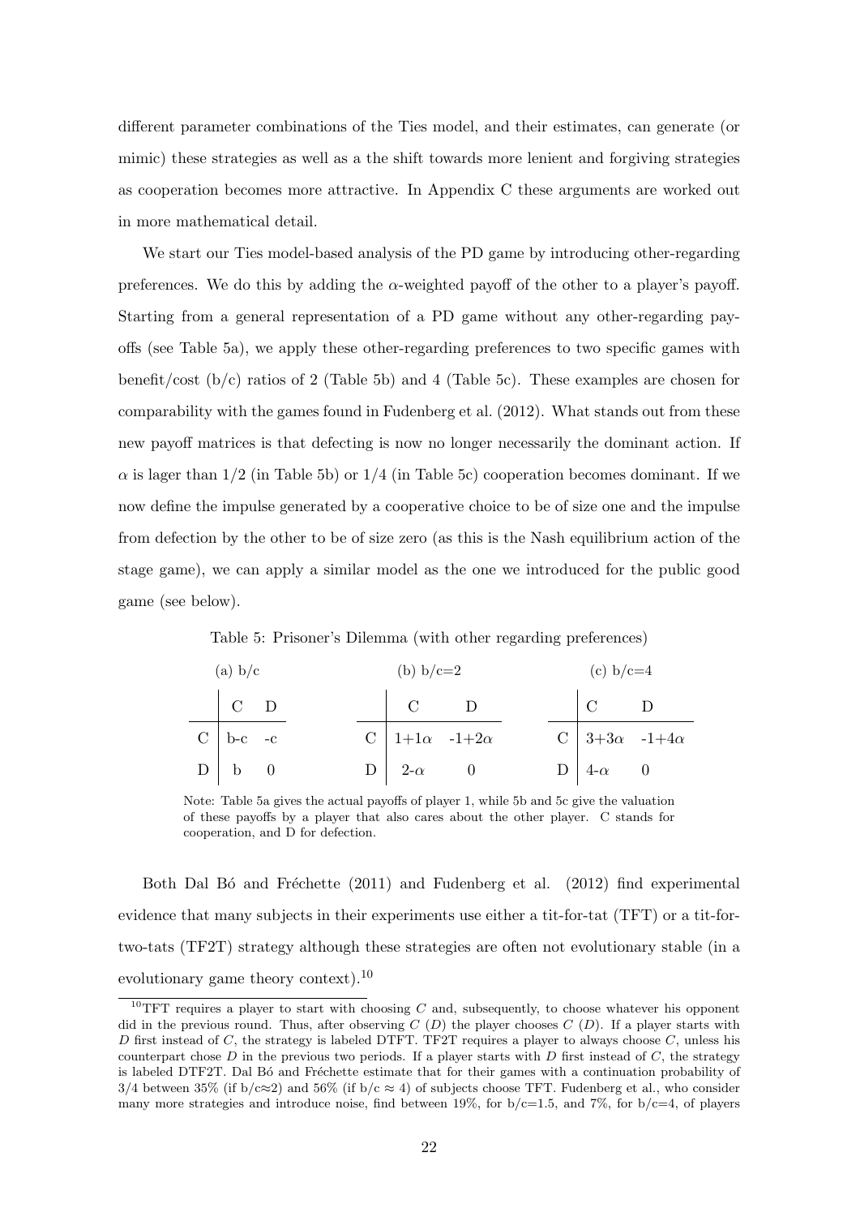different parameter combinations of the Ties model, and their estimates, can generate (or mimic) these strategies as well as a the shift towards more lenient and forgiving strategies as cooperation becomes more attractive. In Appendix C these arguments are worked out in more mathematical detail.

We start our Ties model-based analysis of the PD game by introducing other-regarding preferences. We do this by adding the $\alpha$-weighted payoff of the other to a player's payoff. Starting from a general representation of a PD game without any other-regarding payoffs (see Table 5a), we apply these other-regarding preferences to two specific games with benefit/cost (b/c) ratios of 2 (Table 5b) and 4 (Table 5c). These examples are chosen for comparability with the games found in Fudenberg et al. (2012). What stands out from these new payoff matrices is that defecting is now no longer necessarily the dominant action. If $\alpha$ is lager than 1/2 (in Table 5b) or 1/4 (in Table 5c) cooperation becomes dominant. If we now define the impulse generated by a cooperative choice to be of size one and the impulse from defection by the other to be of size zero (as this is the Nash equilibrium action of the stage game), we can apply a similar model as the one we introduced for the public good game (see below).

Table 5: Prisoner's Dilemma (with other regarding preferences)

(a) b/c

| | C | D |
|---|---|---|
| C | b-c | -c |
| D | b | 0 |

(b) b/c=2

| | C | D |
|---|---|---|
| C | $1+1\alpha$ | $-1+2\alpha$ |
| D | $2-\alpha$ | 0 |

(c) b/c=4

| | C | D |
|---|---|---|
| C | $3+3\alpha$ | $-1+4\alpha$ |
| D | $4-\alpha$ | 0 |

Note: Table 5a gives the actual payoffs of player 1, while 5b and 5c give the valuation of these payoffs by a player that also cares about the other player. C stands for cooperation, and D for defection.

Both Dal Bó and Fréchette (2011) and Fudenberg et al. (2012) find experimental evidence that many subjects in their experiments use either a tit-for-tat (TFT) or a tit-for-two-tats (TF2T) strategy although these strategies are often not evolutionary stable (in a evolutionary game theory context).[10]

[10] TFT requires a player to start with choosing $C$ and, subsequently, to choose whatever his opponent did in the previous round. Thus, after observing $C$ ($D$) the player chooses $C$ ($D$). If a player starts with $D$ first instead of $C$, the strategy is labeled DTFT. TF2T requires a player to always choose $C$, unless his counterpart chose $D$ in the previous two periods. If a player starts with $D$ first instead of $C$, the strategy is labeled DTF2T. Dal Bó and Fréchette estimate that for their games with a continuation probability of 3/4 between 35% (if b/c≈2) and 56% (if b/c ≈ 4) of subjects choose TFT. Fudenberg et al., who consider many more strategies and introduce noise, find between 19%, for b/c=1.5, and 7%, for b/c=4, of players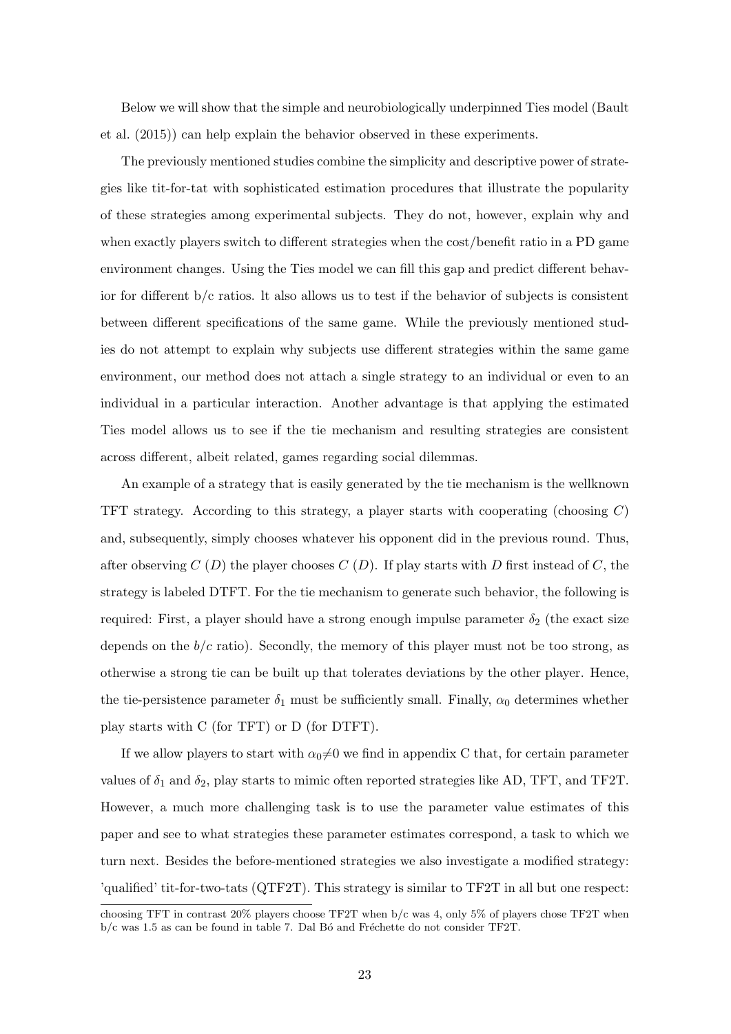Below we will show that the simple and neurobiologically underpinned Ties model (Bault et al. (2015)) can help explain the behavior observed in these experiments.

The previously mentioned studies combine the simplicity and descriptive power of strategies like tit-for-tat with sophisticated estimation procedures that illustrate the popularity of these strategies among experimental subjects. They do not, however, explain why and when exactly players switch to different strategies when the cost/benefit ratio in a PD game environment changes. Using the Ties model we can fill this gap and predict different behavior for different b/c ratios. lt also allows us to test if the behavior of subjects is consistent between different specifications of the same game. While the previously mentioned studies do not attempt to explain why subjects use different strategies within the same game environment, our method does not attach a single strategy to an individual or even to an individual in a particular interaction. Another advantage is that applying the estimated Ties model allows us to see if the tie mechanism and resulting strategies are consistent across different, albeit related, games regarding social dilemmas.

An example of a strategy that is easily generated by the tie mechanism is the wellknown TFT strategy. According to this strategy, a player starts with cooperating (choosing $C$) and, subsequently, simply chooses whatever his opponent did in the previous round. Thus, after observing $C$ ($D$) the player chooses $C$ ($D$). If play starts with $D$ first instead of $C$, the strategy is labeled DTFT. For the tie mechanism to generate such behavior, the following is required: First, a player should have a strong enough impulse parameter $\delta_2$ (the exact size depends on the $b/c$ ratio). Secondly, the memory of this player must not be too strong, as otherwise a strong tie can be built up that tolerates deviations by the other player. Hence, the tie-persistence parameter $\delta_1$ must be sufficiently small. Finally, $\alpha_0$ determines whether play starts with C (for TFT) or D (for DTFT).

If we allow players to start with $\alpha_0 \neq 0$ we find in appendix C that, for certain parameter values of $\delta_1$ and $\delta_2$, play starts to mimic often reported strategies like AD, TFT, and TF2T. However, a much more challenging task is to use the parameter value estimates of this paper and see to what strategies these parameter estimates correspond, a task to which we turn next. Besides the before-mentioned strategies we also investigate a modified strategy: 'qualified' tit-for-two-tats (QTF2T). This strategy is similar to TF2T in all but one respect:

choosing TFT in contrast 20% players choose TF2T when b/c was 4, only 5% of players chose TF2T when b/c was 1.5 as can be found in table 7. Dal Bó and Fréchette do not consider TF2T.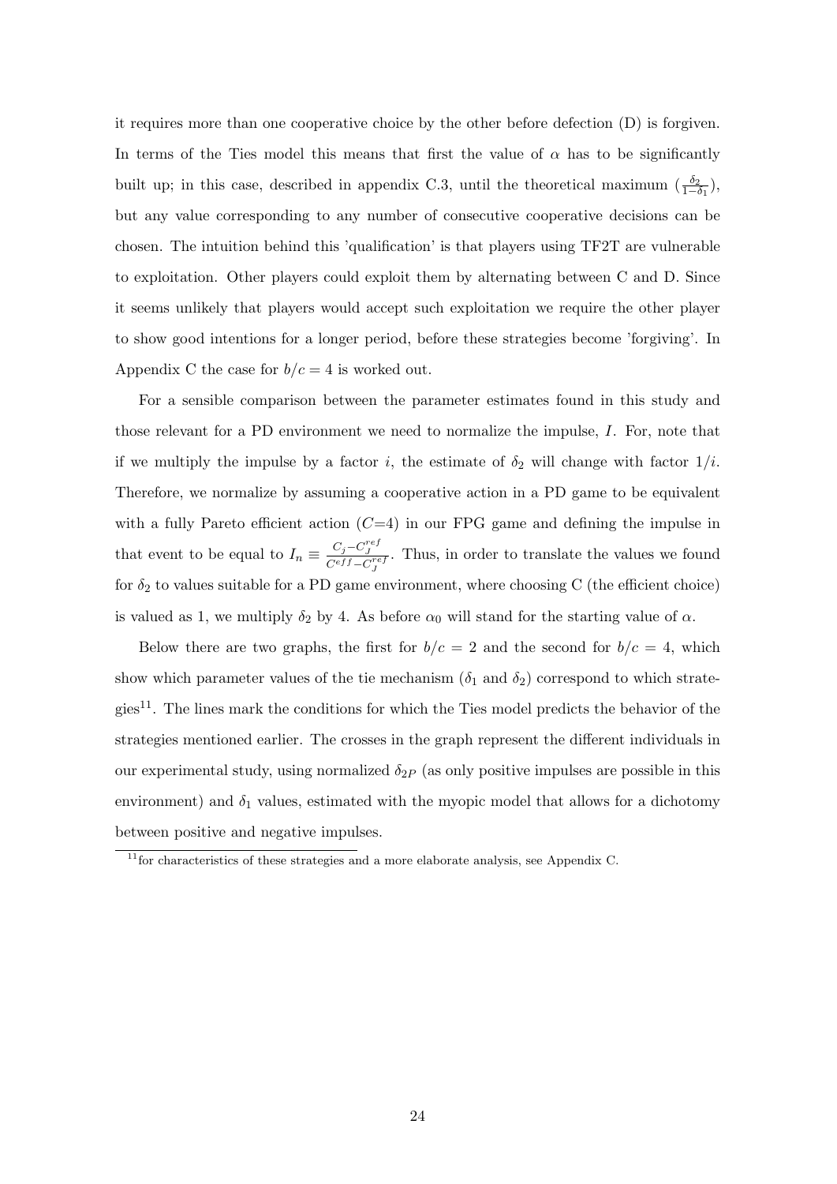it requires more than one cooperative choice by the other before defection (D) is forgiven. In terms of the Ties model this means that first the value of $\alpha$ has to be significantly built up; in this case, described in appendix C.3, until the theoretical maximum ($\frac{\delta_2}{1-\delta_1}$), but any value corresponding to any number of consecutive cooperative decisions can be chosen. The intuition behind this 'qualification' is that players using TF2T are vulnerable to exploitation. Other players could exploit them by alternating between C and D. Since it seems unlikely that players would accept such exploitation we require the other player to show good intentions for a longer period, before these strategies become 'forgiving'. In Appendix C the case for $b/c = 4$ is worked out.

For a sensible comparison between the parameter estimates found in this study and those relevant for a PD environment we need to normalize the impulse, $I$. For, note that if we multiply the impulse by a factor $i$, the estimate of $\delta_2$ will change with factor $1/i$. Therefore, we normalize by assuming a cooperative action in a PD game to be equivalent with a fully Pareto efficient action ($C$=4) in our FPG game and defining the impulse in that event to be equal to $I_n \equiv \frac{C_j - C_j^{ref}}{C^{eff} - C_j^{ref}}$. Thus, in order to translate the values we found for $\delta_2$ to values suitable for a PD game environment, where choosing C (the efficient choice) is valued as 1, we multiply $\delta_2$ by 4. As before $\alpha_0$ will stand for the starting value of $\alpha$.

Below there are two graphs, the first for $b/c = 2$ and the second for $b/c = 4$, which show which parameter values of the tie mechanism ($\delta_1$ and $\delta_2$) correspond to which strategies[11]. The lines mark the conditions for which the Ties model predicts the behavior of the strategies mentioned earlier. The crosses in the graph represent the different individuals in our experimental study, using normalized $\delta_{2P}$ (as only positive impulses are possible in this environment) and $\delta_1$ values, estimated with the myopic model that allows for a dichotomy between positive and negative impulses.

[11] for characteristics of these strategies and a more elaborate analysis, see Appendix C.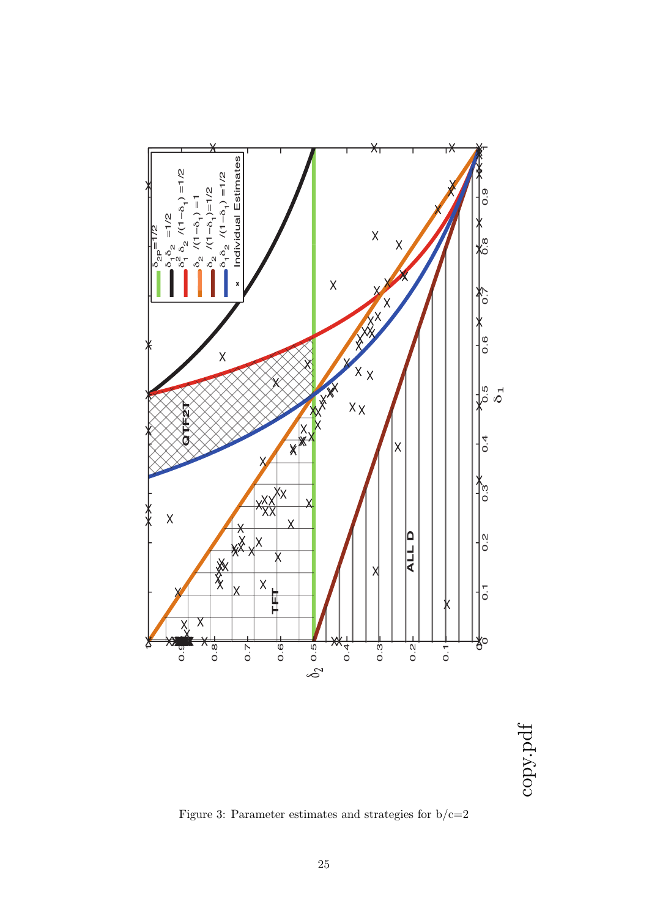$\delta_{2P}=1/2$
$\delta_1\delta_2=1/2$
$\delta_1^2\delta_2/(1-\delta_1)=1/2$
$\delta_2/(1-\delta_1)=1$
$\delta_2/(1-\delta_1)=1/2$
$\delta_1\delta_2/(1-\delta_1)=1/2$
Individual Estimates

QTF2T
TFT
ALL D

$\delta_1$
$\delta_2$

0 0.1 0.2 0.3 0.4 0.5 0.6 0.7 0.8 0.9 1

copy.pdf

Figure 3: Parameter estimates and strategies for b/c=2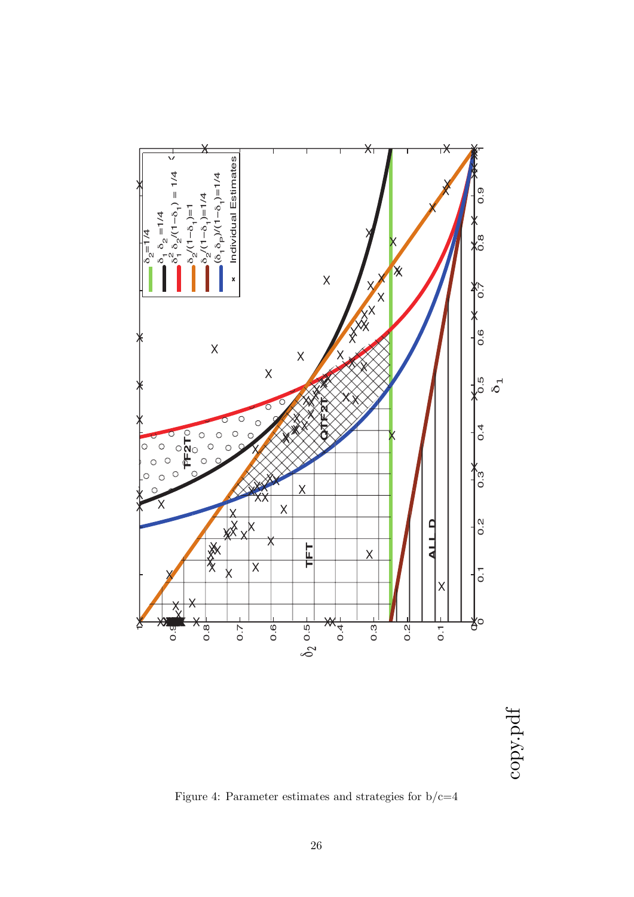$\delta_2$=1/4

$\delta_1$ $\delta_2$=1/4

$\delta_1^2$ $\delta_2$/(1−$\delta_1$) = 1/4

$\delta_2$/(1−$\delta_1$)=1

$\delta_2$/(1−$\delta_1$)=1/4

($\delta_1$ $\delta_P$)/(1−$\delta_1$)=1/4

Individual Estimates

TF2T

QTF2T

TFT

ALL D

$\delta_1$

$\delta_2$

0 0.1 0.2 0.3 0.4 0.5 0.6 0.7 0.8 0.9 1

0 0.1 0.2 0.3 0.4 0.5 0.6 0.7 0.8 0.9 1

copy.pdf

Figure 4: Parameter estimates and strategies for b/c=4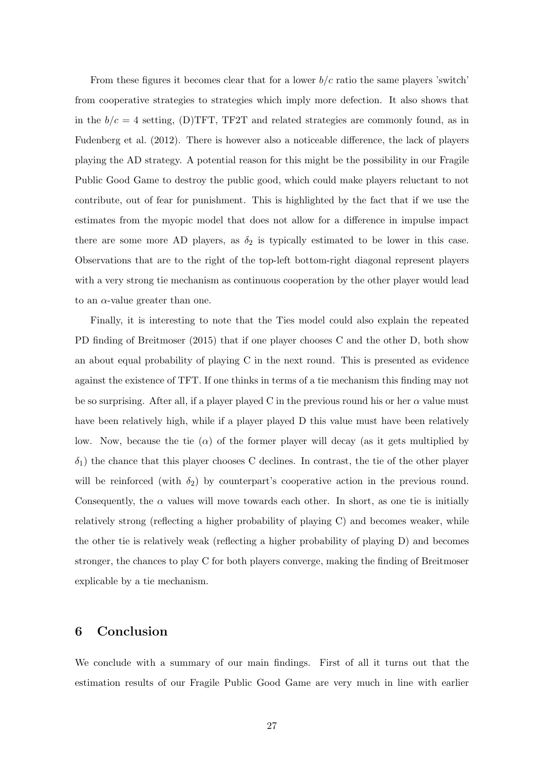From these figures it becomes clear that for a lower $b/c$ ratio the same players 'switch' from cooperative strategies to strategies which imply more defection. It also shows that in the $b/c = 4$ setting, (D)TFT, TF2T and related strategies are commonly found, as in Fudenberg et al. (2012). There is however also a noticeable difference, the lack of players playing the AD strategy. A potential reason for this might be the possibility in our Fragile Public Good Game to destroy the public good, which could make players reluctant to not contribute, out of fear for punishment. This is highlighted by the fact that if we use the estimates from the myopic model that does not allow for a difference in impulse impact there are some more AD players, as $\delta_2$ is typically estimated to be lower in this case. Observations that are to the right of the top-left bottom-right diagonal represent players with a very strong tie mechanism as continuous cooperation by the other player would lead to an $\alpha$-value greater than one.

Finally, it is interesting to note that the Ties model could also explain the repeated PD finding of Breitmoser (2015) that if one player chooses C and the other D, both show an about equal probability of playing C in the next round. This is presented as evidence against the existence of TFT. If one thinks in terms of a tie mechanism this finding may not be so surprising. After all, if a player played C in the previous round his or her $\alpha$ value must have been relatively high, while if a player played D this value must have been relatively low. Now, because the tie ($\alpha$) of the former player will decay (as it gets multiplied by $\delta_1$) the chance that this player chooses C declines. In contrast, the tie of the other player will be reinforced (with $\delta_2$) by counterpart's cooperative action in the previous round. Consequently, the $\alpha$ values will move towards each other. In short, as one tie is initially relatively strong (reflecting a higher probability of playing C) and becomes weaker, while the other tie is relatively weak (reflecting a higher probability of playing D) and becomes stronger, the chances to play C for both players converge, making the finding of Breitmoser explicable by a tie mechanism.

## 6 Conclusion

We conclude with a summary of our main findings. First of all it turns out that the estimation results of our Fragile Public Good Game are very much in line with earlier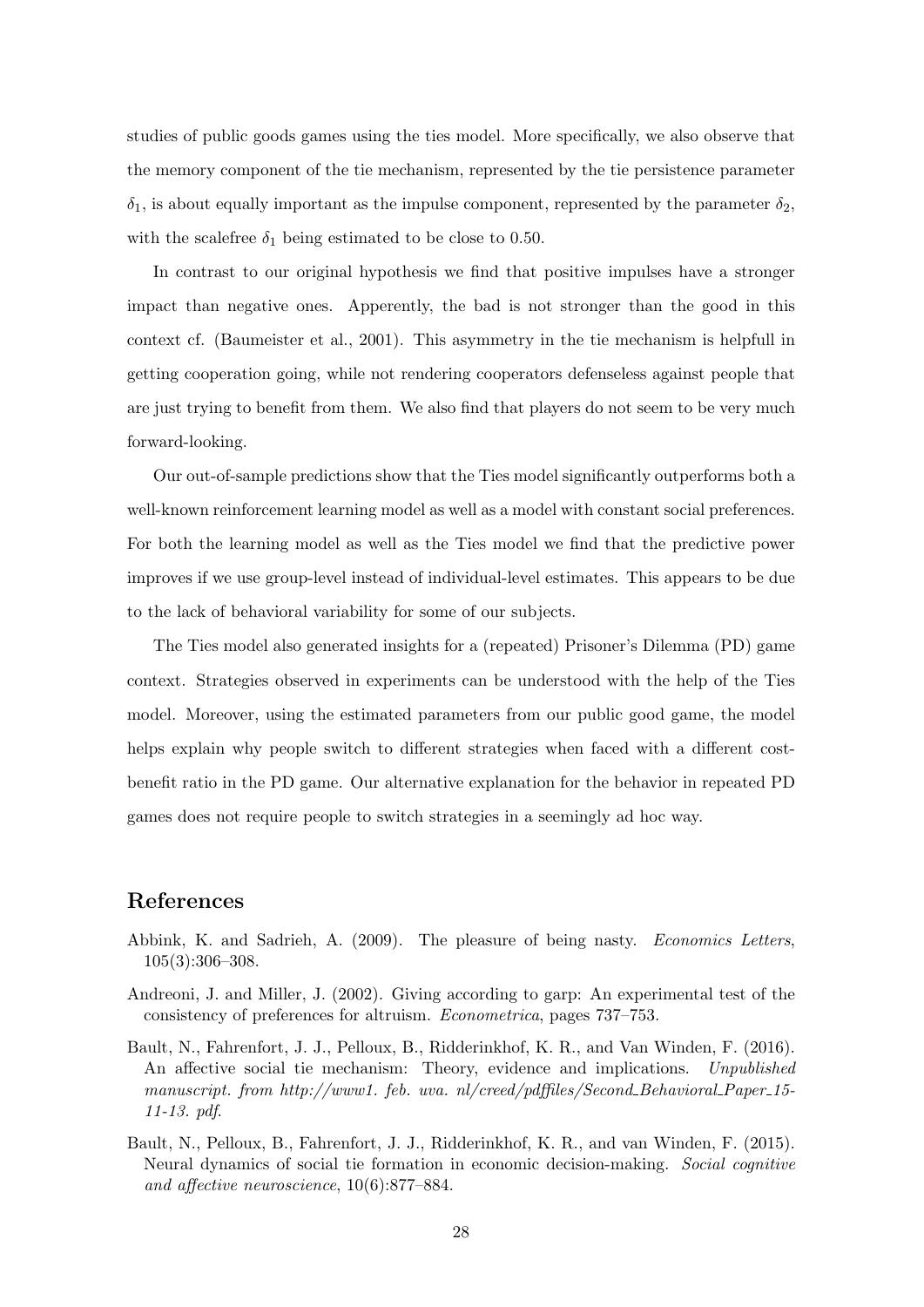studies of public goods games using the ties model. More specifically, we also observe that the memory component of the tie mechanism, represented by the tie persistence parameter $\delta_1$, is about equally important as the impulse component, represented by the parameter $\delta_2$, with the scalefree $\delta_1$ being estimated to be close to 0.50.

In contrast to our original hypothesis we find that positive impulses have a stronger impact than negative ones. Apperently, the bad is not stronger than the good in this context cf. (Baumeister et al., 2001). This asymmetry in the tie mechanism is helpfull in getting cooperation going, while not rendering cooperators defenseless against people that are just trying to benefit from them. We also find that players do not seem to be very much forward-looking.

Our out-of-sample predictions show that the Ties model significantly outperforms both a well-known reinforcement learning model as well as a model with constant social preferences. For both the learning model as well as the Ties model we find that the predictive power improves if we use group-level instead of individual-level estimates. This appears to be due to the lack of behavioral variability for some of our subjects.

The Ties model also generated insights for a (repeated) Prisoner's Dilemma (PD) game context. Strategies observed in experiments can be understood with the help of the Ties model. Moreover, using the estimated parameters from our public good game, the model helps explain why people switch to different strategies when faced with a different cost-benefit ratio in the PD game. Our alternative explanation for the behavior in repeated PD games does not require people to switch strategies in a seemingly ad hoc way.

## References

Abbink, K. and Sadrieh, A. (2009). The pleasure of being nasty. *Economics Letters*, 105(3):306–308.

Andreoni, J. and Miller, J. (2002). Giving according to garp: An experimental test of the consistency of preferences for altruism. *Econometrica*, pages 737–753.

Bault, N., Fahrenfort, J. J., Pelloux, B., Ridderinkhof, K. R., and Van Winden, F. (2016). An affective social tie mechanism: Theory, evidence and implications. *Unpublished manuscript. from http://www1. feb. uva. nl/creed/pdffiles/Second_Behavioral_Paper_15-11-13. pdf.*

Bault, N., Pelloux, B., Fahrenfort, J. J., Ridderinkhof, K. R., and van Winden, F. (2015). Neural dynamics of social tie formation in economic decision-making. *Social cognitive and affective neuroscience*, 10(6):877–884.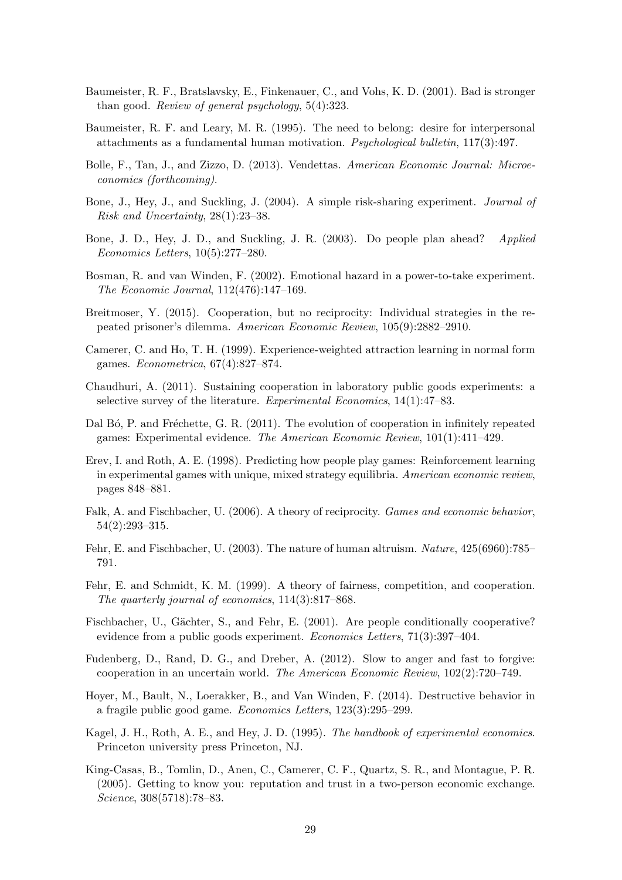Baumeister, R. F., Bratslavsky, E., Finkenauer, C., and Vohs, K. D. (2001). Bad is stronger than good. *Review of general psychology*, 5(4):323.

Baumeister, R. F. and Leary, M. R. (1995). The need to belong: desire for interpersonal attachments as a fundamental human motivation. *Psychological bulletin*, 117(3):497.

Bolle, F., Tan, J., and Zizzo, D. (2013). Vendettas. *American Economic Journal: Microeconomics (forthcoming)*.

Bone, J., Hey, J., and Suckling, J. (2004). A simple risk-sharing experiment. *Journal of Risk and Uncertainty*, 28(1):23–38.

Bone, J. D., Hey, J. D., and Suckling, J. R. (2003). Do people plan ahead? *Applied Economics Letters*, 10(5):277–280.

Bosman, R. and van Winden, F. (2002). Emotional hazard in a power-to-take experiment. *The Economic Journal*, 112(476):147–169.

Breitmoser, Y. (2015). Cooperation, but no reciprocity: Individual strategies in the repeated prisoner's dilemma. *American Economic Review*, 105(9):2882–2910.

Camerer, C. and Ho, T. H. (1999). Experience-weighted attraction learning in normal form games. *Econometrica*, 67(4):827–874.

Chaudhuri, A. (2011). Sustaining cooperation in laboratory public goods experiments: a selective survey of the literature. *Experimental Economics*, 14(1):47–83.

Dal Bó, P. and Fréchette, G. R. (2011). The evolution of cooperation in infinitely repeated games: Experimental evidence. *The American Economic Review*, 101(1):411–429.

Erev, I. and Roth, A. E. (1998). Predicting how people play games: Reinforcement learning in experimental games with unique, mixed strategy equilibria. *American economic review*, pages 848–881.

Falk, A. and Fischbacher, U. (2006). A theory of reciprocity. *Games and economic behavior*, 54(2):293–315.

Fehr, E. and Fischbacher, U. (2003). The nature of human altruism. *Nature*, 425(6960):785–791.

Fehr, E. and Schmidt, K. M. (1999). A theory of fairness, competition, and cooperation. *The quarterly journal of economics*, 114(3):817–868.

Fischbacher, U., Gächter, S., and Fehr, E. (2001). Are people conditionally cooperative? evidence from a public goods experiment. *Economics Letters*, 71(3):397–404.

Fudenberg, D., Rand, D. G., and Dreber, A. (2012). Slow to anger and fast to forgive: cooperation in an uncertain world. *The American Economic Review*, 102(2):720–749.

Hoyer, M., Bault, N., Loerakker, B., and Van Winden, F. (2014). Destructive behavior in a fragile public good game. *Economics Letters*, 123(3):295–299.

Kagel, J. H., Roth, A. E., and Hey, J. D. (1995). *The handbook of experimental economics*. Princeton university press Princeton, NJ.

King-Casas, B., Tomlin, D., Anen, C., Camerer, C. F., Quartz, S. R., and Montague, P. R. (2005). Getting to know you: reputation and trust in a two-person economic exchange. *Science*, 308(5718):78–83.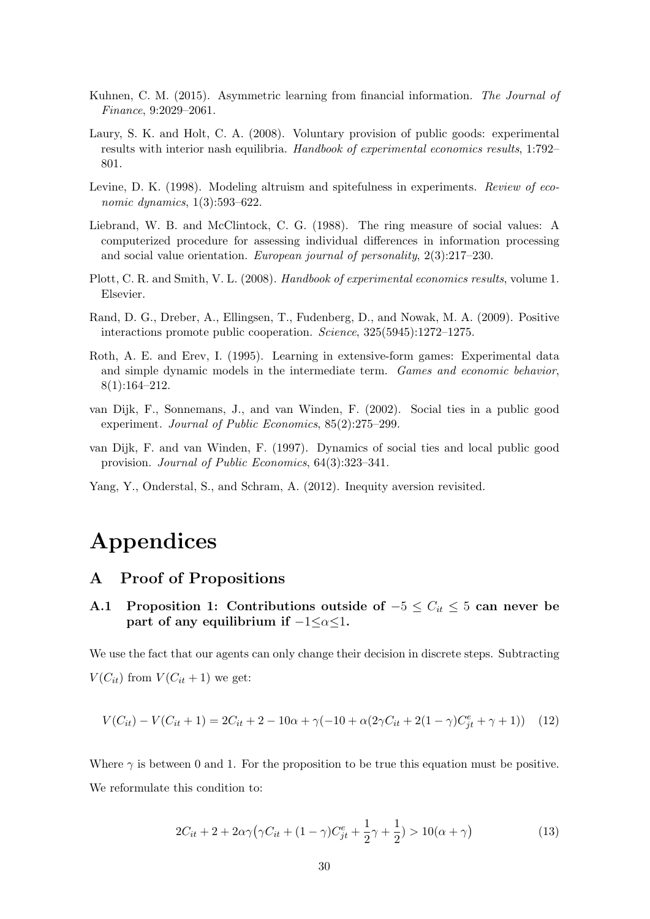Kuhnen, C. M. (2015). Asymmetric learning from financial information. *The Journal of Finance*, 9:2029–2061.

Laury, S. K. and Holt, C. A. (2008). Voluntary provision of public goods: experimental results with interior nash equilibria. *Handbook of experimental economics results*, 1:792–801.

Levine, D. K. (1998). Modeling altruism and spitefulness in experiments. *Review of economic dynamics*, 1(3):593–622.

Liebrand, W. B. and McClintock, C. G. (1988). The ring measure of social values: A computerized procedure for assessing individual differences in information processing and social value orientation. *European journal of personality*, 2(3):217–230.

Plott, C. R. and Smith, V. L. (2008). *Handbook of experimental economics results*, volume 1. Elsevier.

Rand, D. G., Dreber, A., Ellingsen, T., Fudenberg, D., and Nowak, M. A. (2009). Positive interactions promote public cooperation. *Science*, 325(5945):1272–1275.

Roth, A. E. and Erev, I. (1995). Learning in extensive-form games: Experimental data and simple dynamic models in the intermediate term. *Games and economic behavior*, 8(1):164–212.

van Dijk, F., Sonnemans, J., and van Winden, F. (2002). Social ties in a public good experiment. *Journal of Public Economics*, 85(2):275–299.

van Dijk, F. and van Winden, F. (1997). Dynamics of social ties and local public good provision. *Journal of Public Economics*, 64(3):323–341.

Yang, Y., Onderstal, S., and Schram, A. (2012). Inequity aversion revisited.

# Appendices

## A Proof of Propositions

### A.1 Proposition 1: Contributions outside of $-5 \leq C_{it} \leq 5$ can never be part of any equilibrium if $-1 \leq \alpha \leq 1$.

We use the fact that our agents can only change their decision in discrete steps. Subtracting $V(C_{it})$ from $V(C_{it}+1)$ we get:

$$V(C_{it}) - V(C_{it}+1) = 2C_{it} + 2 - 10\alpha + \gamma(-10 + \alpha(2\gamma C_{it} + 2(1-\gamma)C^e_{jt} + \gamma + 1)) \quad (12)$$

Where $\gamma$ is between 0 and 1. For the proposition to be true this equation must be positive. We reformulate this condition to:

$$2C_{it} + 2 + 2\alpha\gamma\big(\gamma C_{it} + (1-\gamma)C^e_{jt} + \frac{1}{2}\gamma + \frac{1}{2}\big) > 10(\alpha + \gamma\big) \quad (13)$$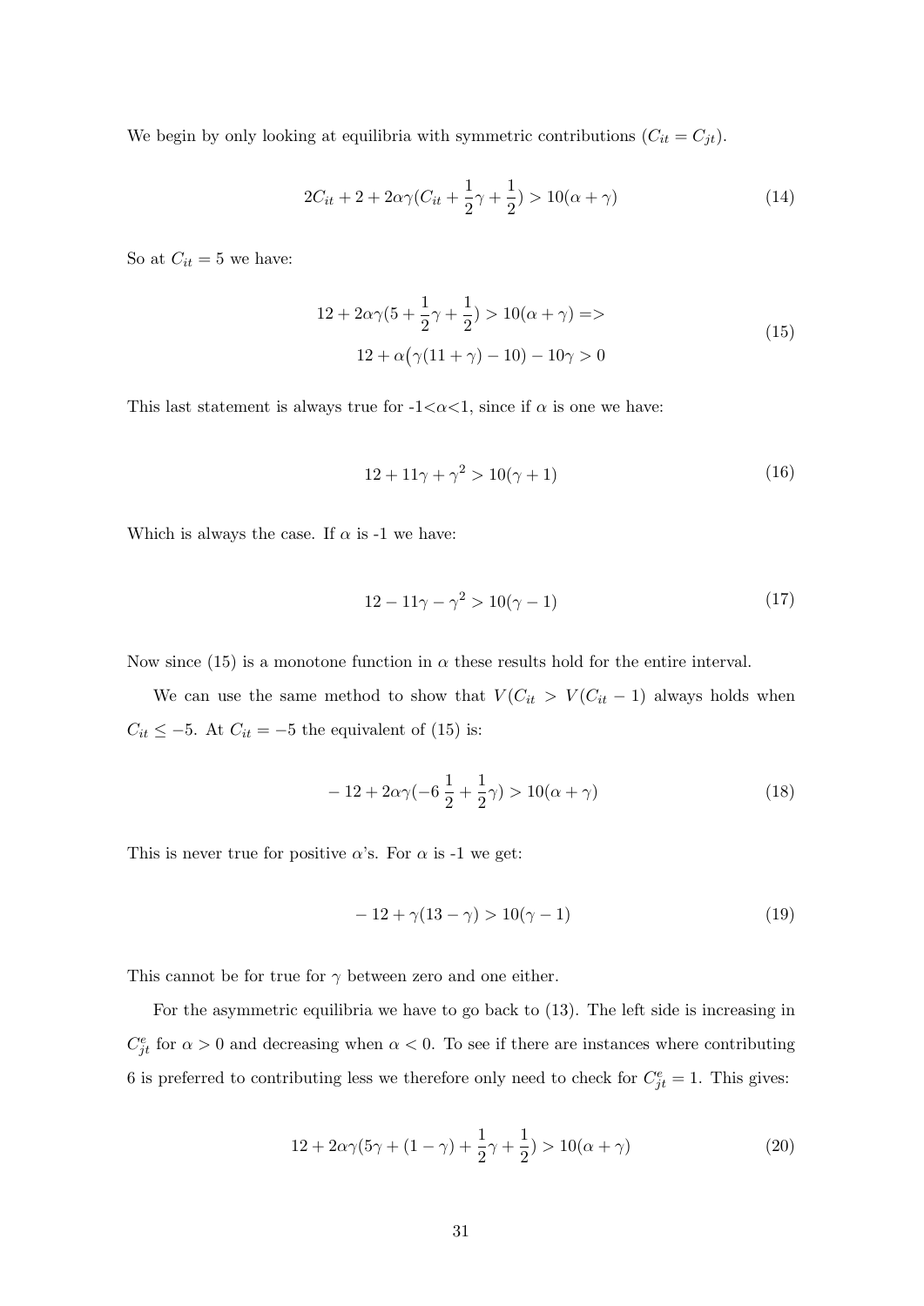We begin by only looking at equilibria with symmetric contributions ($C_{it} = C_{jt}$).

$$2C_{it} + 2 + 2\alpha\gamma(C_{it} + \frac{1}{2}\gamma + \frac{1}{2}) > 10(\alpha + \gamma) \tag{14}$$

So at $C_{it} = 5$ we have:

$$\begin{aligned} 12 + 2\alpha\gamma(5 + \frac{1}{2}\gamma + \frac{1}{2}) > 10(\alpha + \gamma) => \\ 12 + \alpha\big(\gamma(11 + \gamma) - 10\big) - 10\gamma > 0 \end{aligned} \tag{15}$$

This last statement is always true for -1<$\alpha$<1, since if $\alpha$ is one we have:

$$12 + 11\gamma + \gamma^2 > 10(\gamma + 1) \tag{16}$$

Which is always the case. If $\alpha$ is -1 we have:

$$12 - 11\gamma - \gamma^2 > 10(\gamma - 1) \tag{17}$$

Now since (15) is a monotone function in $\alpha$ these results hold for the entire interval.

We can use the same method to show that $V(C_{it} > V(C_{it} - 1)$ always holds when $C_{it} \leq -5$. At $C_{it} = -5$ the equivalent of (15) is:

$$-12 + 2\alpha\gamma(-6\frac{1}{2} + \frac{1}{2}\gamma) > 10(\alpha + \gamma) \tag{18}$$

This is never true for positive $\alpha$'s. For $\alpha$ is -1 we get:

$$-12 + \gamma(13 - \gamma) > 10(\gamma - 1) \tag{19}$$

This cannot be for true for $\gamma$ between zero and one either.

For the asymmetric equilibria we have to go back to (13). The left side is increasing in $C^e_{jt}$ for $\alpha > 0$ and decreasing when $\alpha < 0$. To see if there are instances where contributing 6 is preferred to contributing less we therefore only need to check for $C^e_{jt} = 1$. This gives:

$$12 + 2\alpha\gamma(5\gamma + (1 - \gamma) + \frac{1}{2}\gamma + \frac{1}{2}) > 10(\alpha + \gamma) \tag{20}$$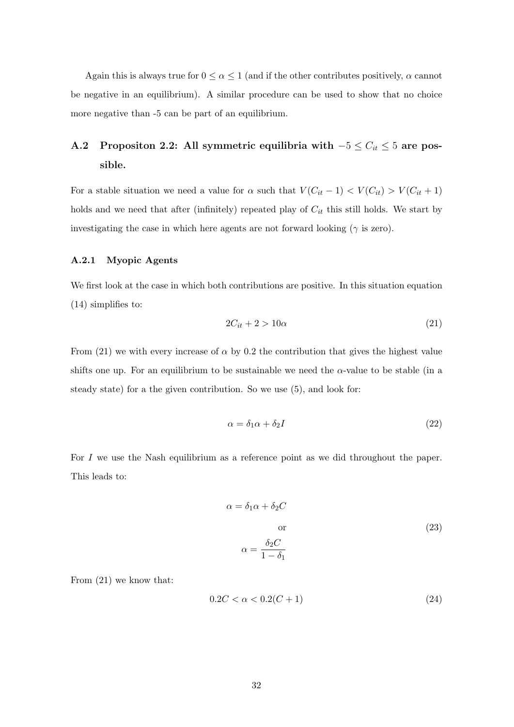Again this is always true for $0 \leq \alpha \leq 1$ (and if the other contributes positively, $\alpha$ cannot be negative in an equilibrium). A similar procedure can be used to show that no choice more negative than -5 can be part of an equilibrium.

## A.2 Propositon 2.2: All symmetric equilibria with $-5 \leq C_{it} \leq 5$ are possible.

For a stable situation we need a value for $\alpha$ such that $V(C_{it} - 1) < V(C_{it}) > V(C_{it} + 1)$ holds and we need that after (infinitely) repeated play of $C_{it}$ this still holds. We start by investigating the case in which here agents are not forward looking ($\gamma$ is zero).

### A.2.1 Myopic Agents

We first look at the case in which both contributions are positive. In this situation equation (14) simplifies to:

$$2C_{it} + 2 > 10\alpha \tag{21}$$

From (21) we with every increase of $\alpha$ by 0.2 the contribution that gives the highest value shifts one up. For an equilibrium to be sustainable we need the $\alpha$-value to be stable (in a steady state) for a the given contribution. So we use (5), and look for:

$$\alpha = \delta_1 \alpha + \delta_2 I \tag{22}$$

For $I$ we use the Nash equilibrium as a reference point as we did throughout the paper. This leads to:

$$\alpha = \delta_1 \alpha + \delta_2 C \quad \text{or} \quad \alpha = \frac{\delta_2 C}{1 - \delta_1} \tag{23}$$

From (21) we know that:

$$0.2C < \alpha < 0.2(C + 1) \tag{24}$$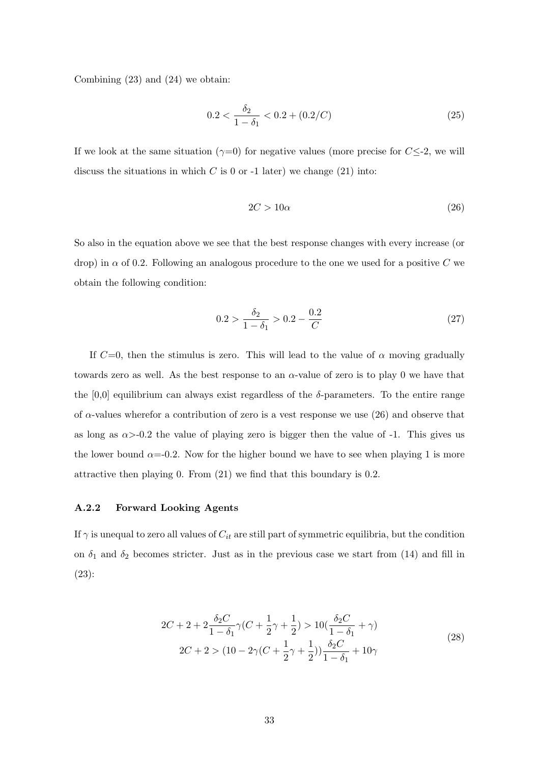Combining (23) and (24) we obtain:

$$0.2 < \frac{\delta_2}{1-\delta_1} < 0.2 + (0.2/C) \tag{25}$$

If we look at the same situation ($\gamma$=0) for negative values (more precise for $C \leq$-2, we will discuss the situations in which $C$ is 0 or -1 later) we change (21) into:

$$2C > 10\alpha \tag{26}$$

So also in the equation above we see that the best response changes with every increase (or drop) in $\alpha$ of 0.2. Following an analogous procedure to the one we used for a positive $C$ we obtain the following condition:

$$0.2 > \frac{\delta_2}{1-\delta_1} > 0.2 - \frac{0.2}{C} \tag{27}$$

If $C$=0, then the stimulus is zero. This will lead to the value of $\alpha$ moving gradually towards zero as well. As the best response to an $\alpha$-value of zero is to play 0 we have that the [0,0] equilibrium can always exist regardless of the $\delta$-parameters. To the entire range of $\alpha$-values wherefor a contribution of zero is a vest response we use (26) and observe that as long as $\alpha$>-0.2 the value of playing zero is bigger then the value of -1. This gives us the lower bound $\alpha$=-0.2. Now for the higher bound we have to see when playing 1 is more attractive then playing 0. From (21) we find that this boundary is 0.2.

### A.2.2 Forward Looking Agents

If $\gamma$ is unequal to zero all values of $C_{it}$ are still part of symmetric equilibria, but the condition on $\delta_1$ and $\delta_2$ becomes stricter. Just as in the previous case we start from (14) and fill in (23):

$$\begin{gathered}
2C + 2 + 2\frac{\delta_2 C}{1-\delta_1}\gamma(C + \frac{1}{2}\gamma + \frac{1}{2}) > 10(\frac{\delta_2 C}{1-\delta_1} + \gamma) \\
2C + 2 > (10 - 2\gamma(C + \frac{1}{2}\gamma + \frac{1}{2}))\frac{\delta_2 C}{1-\delta_1} + 10\gamma
\end{gathered} \tag{28}$$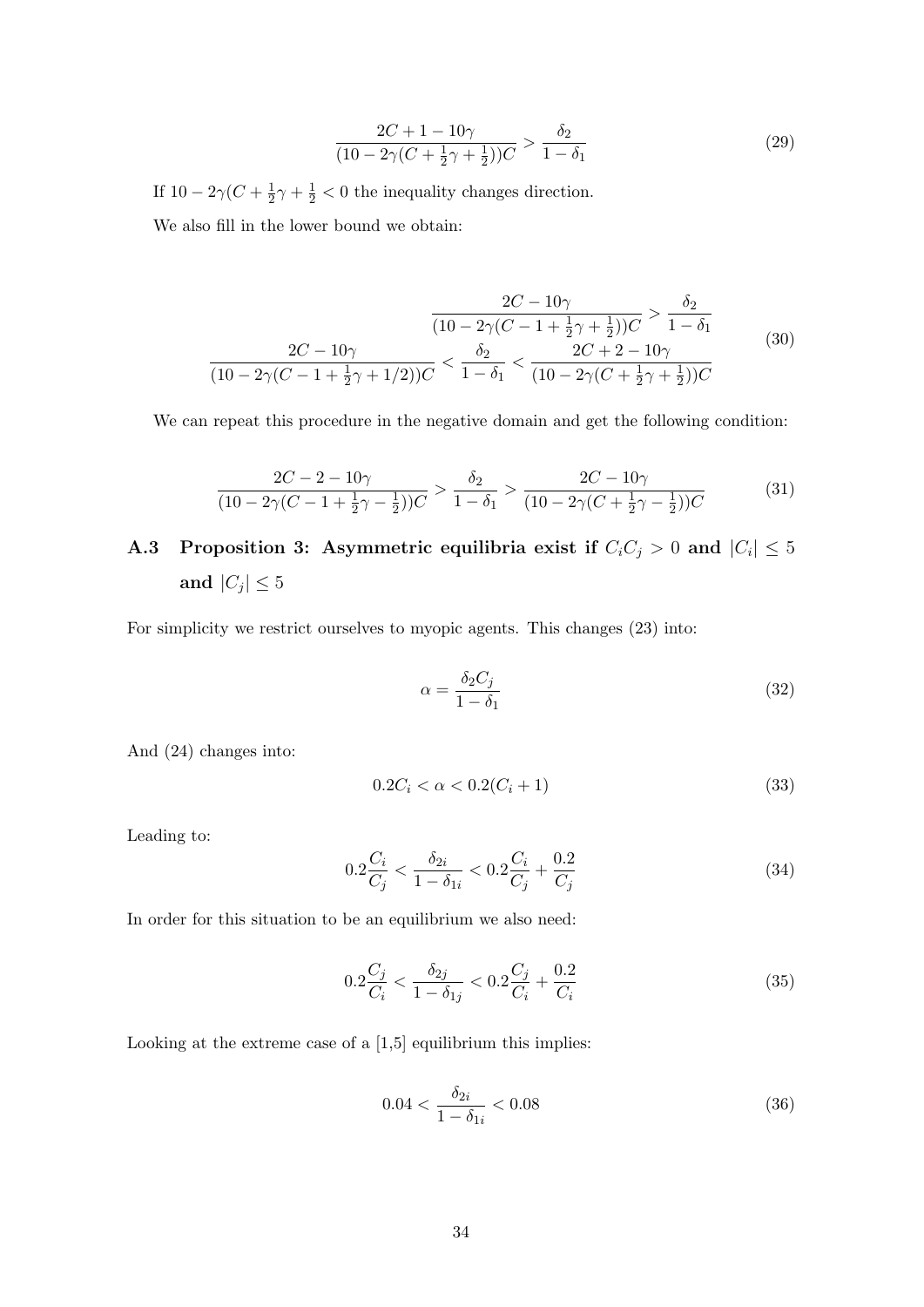$$\frac{2C + 1 - 10\gamma}{(10 - 2\gamma(C + \frac{1}{2}\gamma + \frac{1}{2}))C} > \frac{\delta_2}{1 - \delta_1} \tag{29}$$

If $10 - 2\gamma(C + \frac{1}{2}\gamma + \frac{1}{2} < 0$ the inequality changes direction.

We also fill in the lower bound we obtain:

$$\begin{aligned} \frac{2C - 10\gamma}{(10 - 2\gamma(C - 1 + \frac{1}{2}\gamma + \frac{1}{2}))C} &> \frac{\delta_2}{1 - \delta_1} \\ \frac{2C - 10\gamma}{(10 - 2\gamma(C - 1 + \frac{1}{2}\gamma + 1/2))C} < \frac{\delta_2}{1 - \delta_1} &< \frac{2C + 2 - 10\gamma}{(10 - 2\gamma(C + \frac{1}{2}\gamma + \frac{1}{2}))C} \end{aligned} \tag{30}$$

We can repeat this procedure in the negative domain and get the following condition:

$$\frac{2C - 2 - 10\gamma}{(10 - 2\gamma(C - 1 + \frac{1}{2}\gamma - \frac{1}{2}))C} > \frac{\delta_2}{1 - \delta_1} > \frac{2C - 10\gamma}{(10 - 2\gamma(C + \frac{1}{2}\gamma - \frac{1}{2}))C} \tag{31}$$

## A.3 Proposition 3: Asymmetric equilibria exist if $C_iC_j > 0$ and $|C_i| \leq 5$ and $|C_j| \leq 5$

For simplicity we restrict ourselves to myopic agents. This changes (23) into:

$$\alpha = \frac{\delta_2 C_j}{1 - \delta_1} \tag{32}$$

And (24) changes into:

$$0.2C_i < \alpha < 0.2(C_i + 1) \tag{33}$$

Leading to:

$$0.2\frac{C_i}{C_j} < \frac{\delta_{2i}}{1 - \delta_{1i}} < 0.2\frac{C_i}{C_j} + \frac{0.2}{C_j} \tag{34}$$

In order for this situation to be an equilibrium we also need:

$$0.2\frac{C_j}{C_i} < \frac{\delta_{2j}}{1 - \delta_{1j}} < 0.2\frac{C_j}{C_i} + \frac{0.2}{C_i} \tag{35}$$

Looking at the extreme case of a [1,5] equilibrium this implies:

$$0.04 < \frac{\delta_{2i}}{1 - \delta_{1i}} < 0.08 \tag{36}$$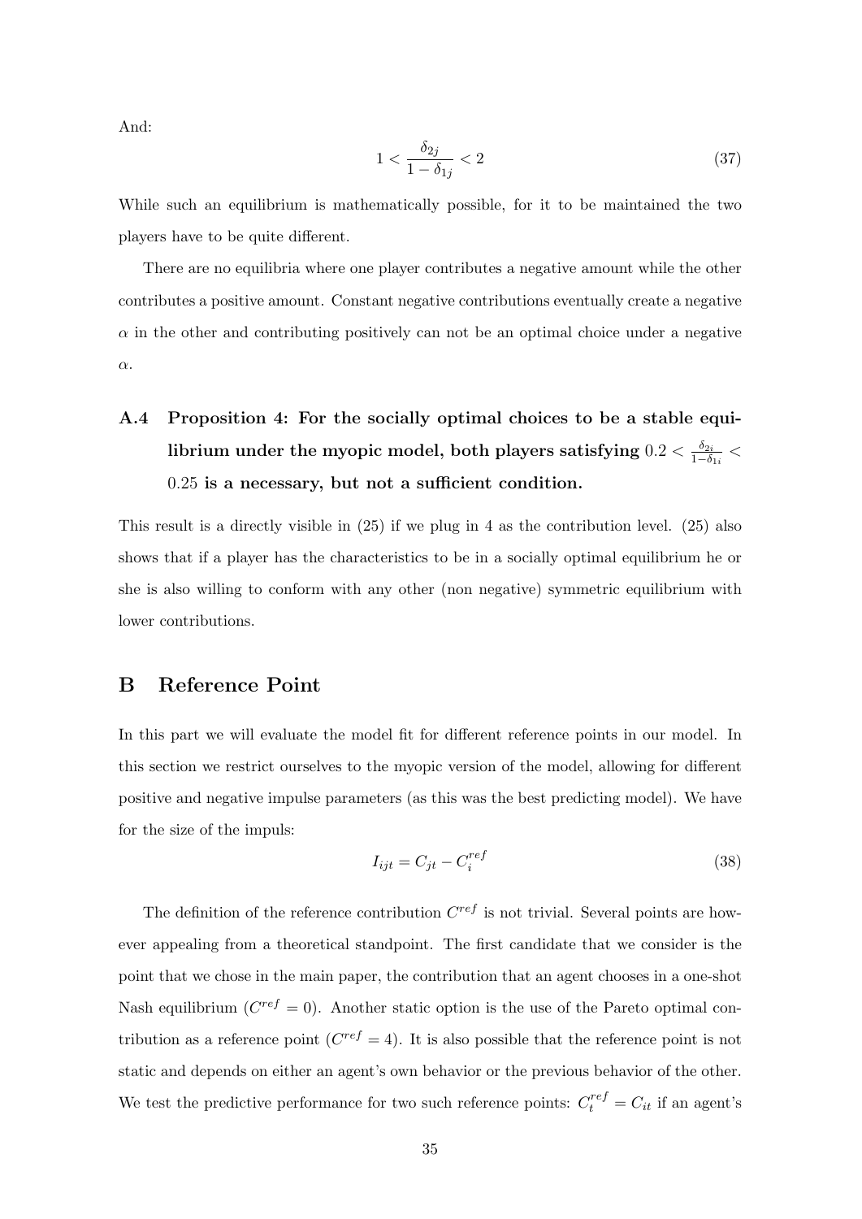And:

$$1 < \frac{\delta_{2j}}{1 - \delta_{1j}} < 2 \tag{37}$$

While such an equilibrium is mathematically possible, for it to be maintained the two players have to be quite different.

There are no equilibria where one player contributes a negative amount while the other contributes a positive amount. Constant negative contributions eventually create a negative $\alpha$ in the other and contributing positively can not be an optimal choice under a negative $\alpha$.

## A.4 Proposition 4: For the socially optimal choices to be a stable equilibrium under the myopic model, both players satisfying $0.2 < \frac{\delta_{2i}}{1-\delta_{1i}} < 0.25$ is a necessary, but not a sufficient condition.

This result is a directly visible in (25) if we plug in 4 as the contribution level. (25) also shows that if a player has the characteristics to be in a socially optimal equilibrium he or she is also willing to conform with any other (non negative) symmetric equilibrium with lower contributions.

# B Reference Point

In this part we will evaluate the model fit for different reference points in our model. In this section we restrict ourselves to the myopic version of the model, allowing for different positive and negative impulse parameters (as this was the best predicting model). We have for the size of the impuls:

$$I_{ijt} = C_{jt} - C_i^{ref} \tag{38}$$

The definition of the reference contribution $C^{ref}$ is not trivial. Several points are however appealing from a theoretical standpoint. The first candidate that we consider is the point that we chose in the main paper, the contribution that an agent chooses in a one-shot Nash equilibrium ($C^{ref} = 0$). Another static option is the use of the Pareto optimal contribution as a reference point ($C^{ref} = 4$). It is also possible that the reference point is not static and depends on either an agent's own behavior or the previous behavior of the other. We test the predictive performance for two such reference points: $C_t^{ref} = C_{it}$ if an agent's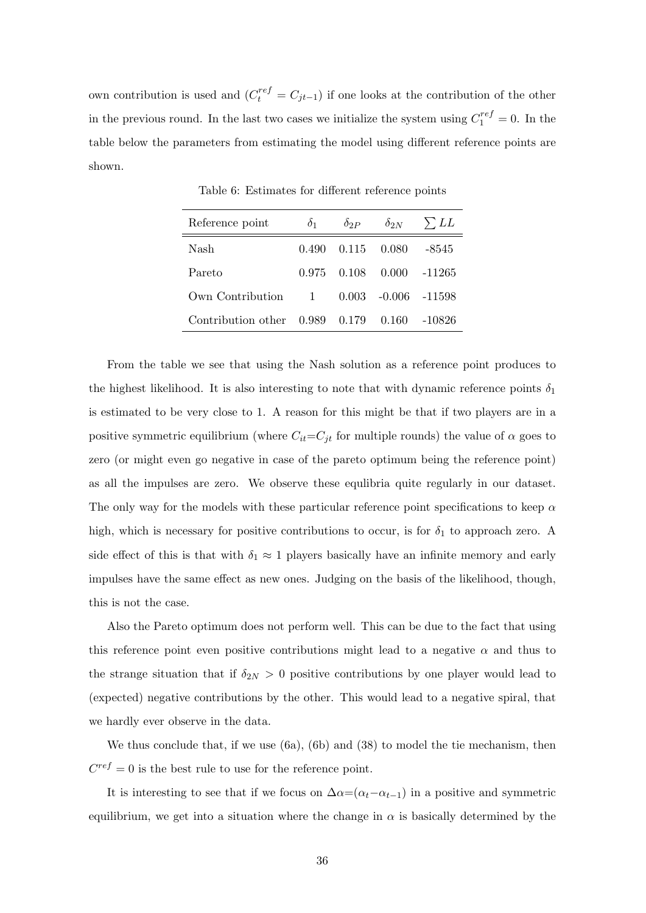own contribution is used and ($C_t^{ref} = C_{jt-1}$) if one looks at the contribution of the other in the previous round. In the last two cases we initialize the system using $C_1^{ref} = 0$. In the table below the parameters from estimating the model using different reference points are shown.

Table 6: Estimates for different reference points

| Reference point | $\delta_1$ | $\delta_{2P}$ | $\delta_{2N}$ | $\sum LL$ |
|---|---|---|---|---|
| Nash | 0.490 | 0.115 | 0.080 | -8545 |
| Pareto | 0.975 | 0.108 | 0.000 | -11265 |
| Own Contribution | 1 | 0.003 | -0.006 | -11598 |
| Contribution other | 0.989 | 0.179 | 0.160 | -10826 |

From the table we see that using the Nash solution as a reference point produces to the highest likelihood. It is also interesting to note that with dynamic reference points $\delta_1$ is estimated to be very close to 1. A reason for this might be that if two players are in a positive symmetric equilibrium (where $C_{it}$=$C_{jt}$ for multiple rounds) the value of $\alpha$ goes to zero (or might even go negative in case of the pareto optimum being the reference point) as all the impulses are zero. We observe these equlibria quite regularly in our dataset. The only way for the models with these particular reference point specifications to keep $\alpha$ high, which is necessary for positive contributions to occur, is for $\delta_1$ to approach zero. A side effect of this is that with $\delta_1 \approx 1$ players basically have an infinite memory and early impulses have the same effect as new ones. Judging on the basis of the likelihood, though, this is not the case.

Also the Pareto optimum does not perform well. This can be due to the fact that using this reference point even positive contributions might lead to a negative $\alpha$ and thus to the strange situation that if $\delta_{2N} > 0$ positive contributions by one player would lead to (expected) negative contributions by the other. This would lead to a negative spiral, that we hardly ever observe in the data.

We thus conclude that, if we use (6a), (6b) and (38) to model the tie mechanism, then $C^{ref} = 0$ is the best rule to use for the reference point.

It is interesting to see that if we focus on $\Delta\alpha$=($\alpha_t$−$\alpha_{t-1}$) in a positive and symmetric equilibrium, we get into a situation where the change in $\alpha$ is basically determined by the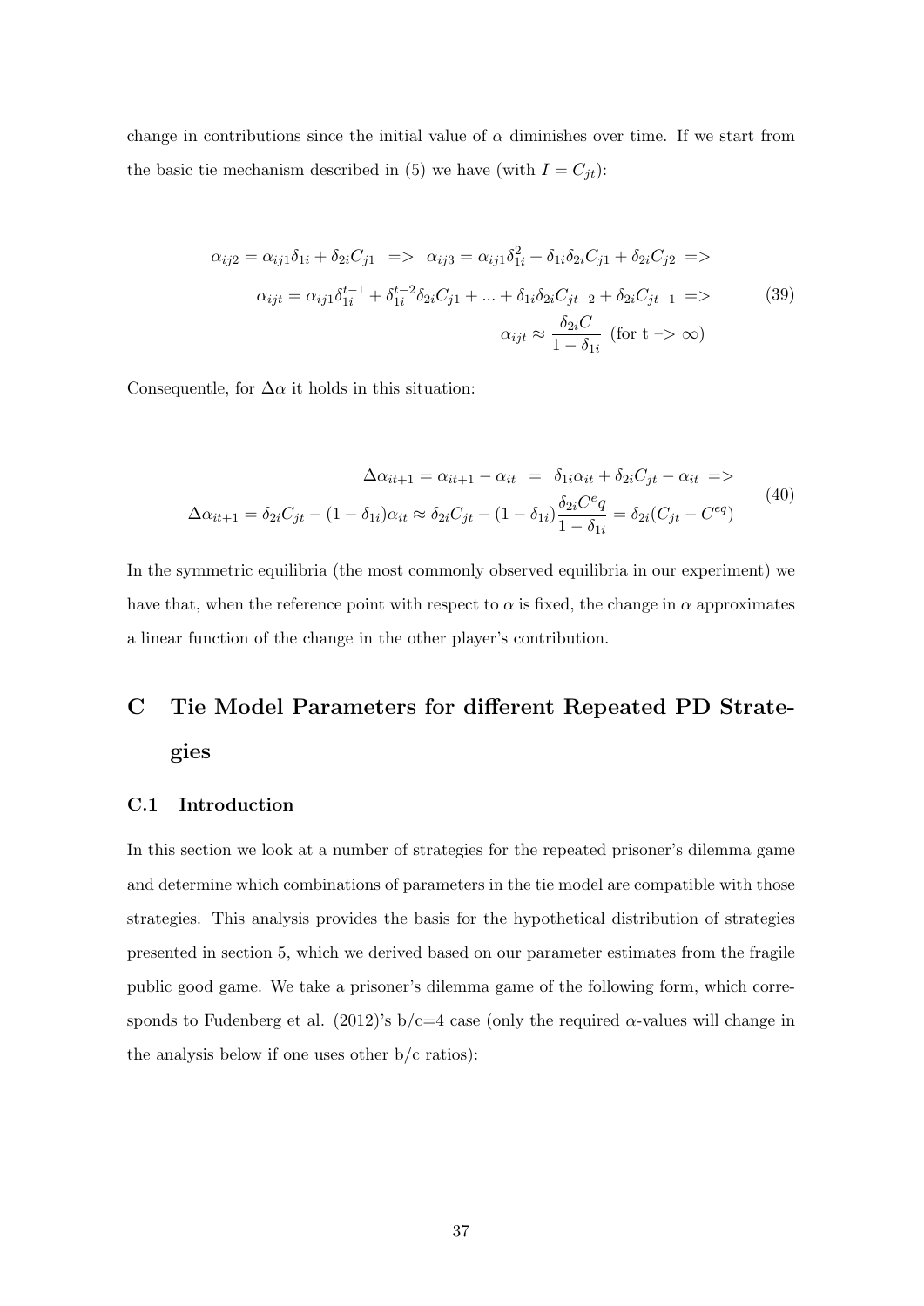change in contributions since the initial value of $\alpha$ diminishes over time. If we start from the basic tie mechanism described in (5) we have (with $I = C_{jt}$):

$$
\begin{aligned}
\alpha_{ij2} = \alpha_{ij1}\delta_{1i} + \delta_{2i}C_{j1} \;\; => \;\; \alpha_{ij3} = \alpha_{ij1}\delta_{1i}^{2} + \delta_{1i}\delta_{2i}C_{j1} + \delta_{2i}C_{j2} \;\; => \\
\alpha_{ijt} = \alpha_{ij1}\delta_{1i}^{t-1} + \delta_{1i}^{t-2}\delta_{2i}C_{j1} + ... + \delta_{1i}\delta_{2i}C_{jt-2} + \delta_{2i}C_{jt-1} \;\; => \\
\alpha_{ijt} \approx \frac{\delta_{2i}C}{1-\delta_{1i}} \text{ (for t } -> \infty)
\end{aligned}
\tag{39}
$$

Consequentle, for $\Delta\alpha$ it holds in this situation:

$$
\begin{aligned}
\Delta\alpha_{it+1} = \alpha_{it+1} - \alpha_{it} \;\; = \;\; \delta_{1i}\alpha_{it} + \delta_{2i}C_{jt} - \alpha_{it} \;\; => \\
\Delta\alpha_{it+1} = \delta_{2i}C_{jt} - (1-\delta_{1i})\alpha_{it} \approx \delta_{2i}C_{jt} - (1-\delta_{1i})\frac{\delta_{2i}C^{e}q}{1-\delta_{1i}} = \delta_{2i}(C_{jt} - C^{eq})
\end{aligned}
\tag{40}
$$

In the symmetric equilibria (the most commonly observed equilibria in our experiment) we have that, when the reference point with respect to $\alpha$ is fixed, the change in $\alpha$ approximates a linear function of the change in the other player's contribution.

# C Tie Model Parameters for different Repeated PD Strategies

## C.1 Introduction

In this section we look at a number of strategies for the repeated prisoner's dilemma game and determine which combinations of parameters in the tie model are compatible with those strategies. This analysis provides the basis for the hypothetical distribution of strategies presented in section 5, which we derived based on our parameter estimates from the fragile public good game. We take a prisoner's dilemma game of the following form, which corresponds to Fudenberg et al. (2012)'s b/c=4 case (only the required $\alpha$-values will change in the analysis below if one uses other b/c ratios):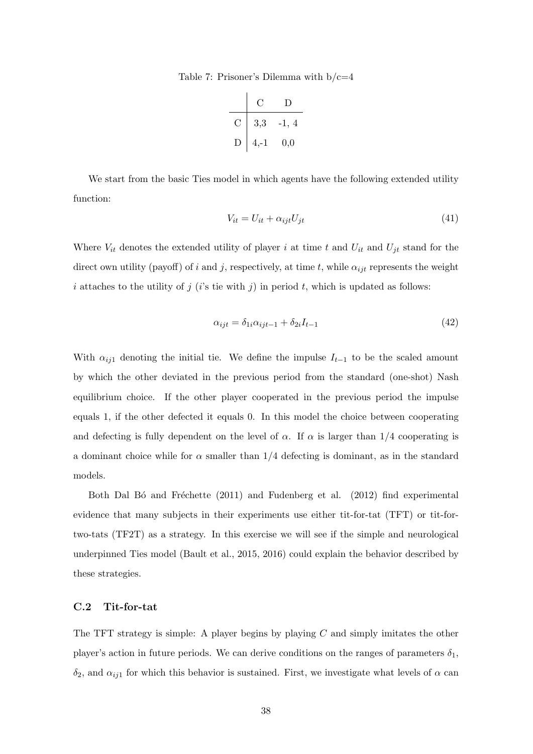Table 7: Prisoner's Dilemma with b/c=4

|   | C | D |
|---|---|---|
| C | 3,3 | -1, 4 |
| D | 4,-1 | 0,0 |

We start from the basic Ties model in which agents have the following extended utility function:

$$V_{it} = U_{it} + \alpha_{ijt} U_{jt} \tag{41}$$

Where $V_{it}$ denotes the extended utility of player $i$ at time $t$ and $U_{it}$ and $U_{jt}$ stand for the direct own utility (payoff) of $i$ and $j$, respectively, at time $t$, while $\alpha_{ijt}$ represents the weight $i$ attaches to the utility of $j$ ($i$'s tie with $j$) in period $t$, which is updated as follows:

$$\alpha_{ijt} = \delta_{1i}\alpha_{ijt-1} + \delta_{2i} I_{t-1} \tag{42}$$

With $\alpha_{ij1}$ denoting the initial tie. We define the impulse $I_{t-1}$ to be the scaled amount by which the other deviated in the previous period from the standard (one-shot) Nash equilibrium choice. If the other player cooperated in the previous period the impulse equals 1, if the other defected it equals 0. In this model the choice between cooperating and defecting is fully dependent on the level of $\alpha$. If $\alpha$ is larger than 1/4 cooperating is a dominant choice while for $\alpha$ smaller than 1/4 defecting is dominant, as in the standard models.

Both Dal Bó and Fréchette (2011) and Fudenberg et al. (2012) find experimental evidence that many subjects in their experiments use either tit-for-tat (TFT) or tit-for-two-tats (TF2T) as a strategy. In this exercise we will see if the simple and neurological underpinned Ties model (Bault et al., 2015, 2016) could explain the behavior described by these strategies.

### C.2 Tit-for-tat

The TFT strategy is simple: A player begins by playing $C$ and simply imitates the other player's action in future periods. We can derive conditions on the ranges of parameters $\delta_1$, $\delta_2$, and $\alpha_{ij1}$ for which this behavior is sustained. First, we investigate what levels of $\alpha$ can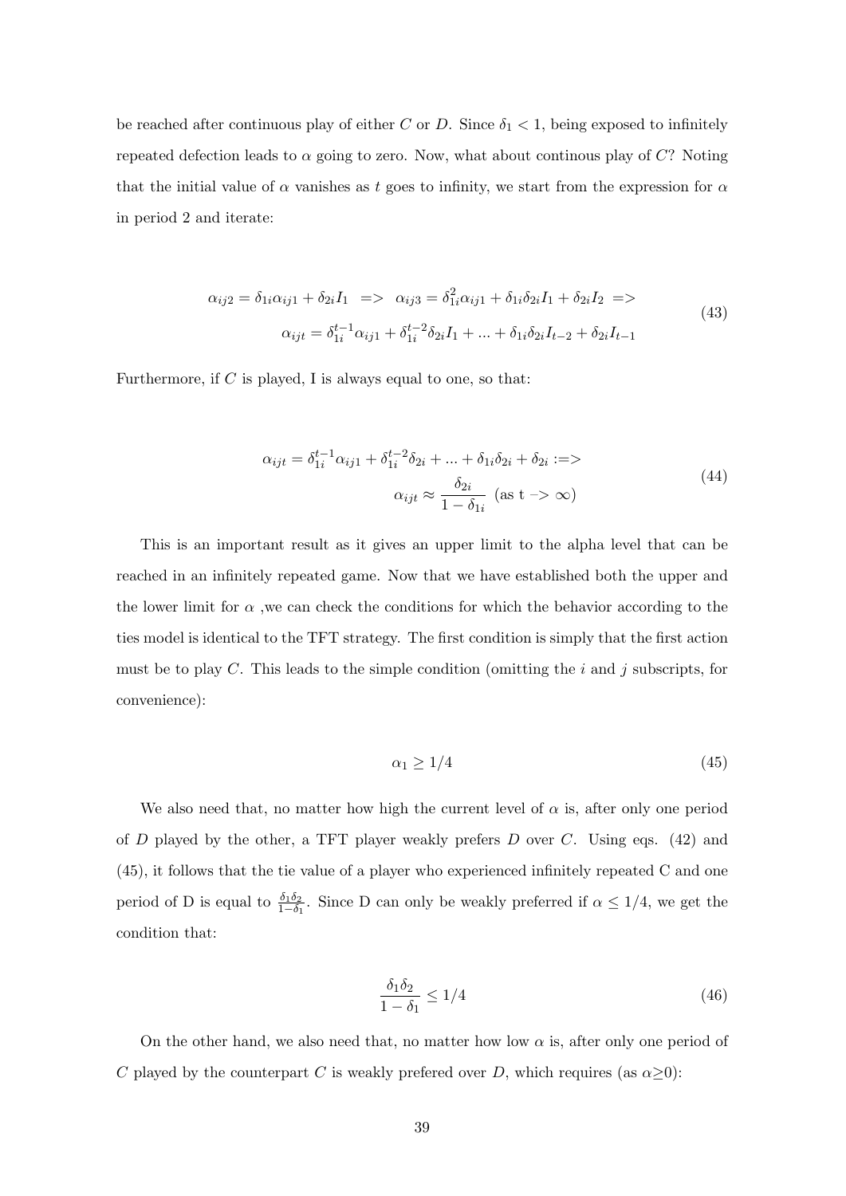be reached after continuous play of either $C$ or $D$. Since $\delta_1 < 1$, being exposed to infinitely repeated defection leads to $\alpha$ going to zero. Now, what about continous play of $C$? Noting that the initial value of $\alpha$ vanishes as $t$ goes to infinity, we start from the expression for $\alpha$ in period 2 and iterate:

$$\alpha_{ij2} = \delta_{1i}\alpha_{ij1} + \delta_{2i}I_1 \;\; => \;\; \alpha_{ij3} = \delta_{1i}^2\alpha_{ij1} + \delta_{1i}\delta_{2i}I_1 + \delta_{2i}I_2 \;\; =>$$
$$\alpha_{ijt} = \delta_{1i}^{t-1}\alpha_{ij1} + \delta_{1i}^{t-2}\delta_{2i}I_1 + ... + \delta_{1i}\delta_{2i}I_{t-2} + \delta_{2i}I_{t-1} \tag{43}$$

Furthermore, if $C$ is played, I is always equal to one, so that:

$$\alpha_{ijt} = \delta_{1i}^{t-1}\alpha_{ij1} + \delta_{1i}^{t-2}\delta_{2i} + ... + \delta_{1i}\delta_{2i} + \delta_{2i} :=>$$
$$\alpha_{ijt} \approx \frac{\delta_{2i}}{1-\delta_{1i}} \;\; (\text{as t} -> \infty) \tag{44}$$

This is an important result as it gives an upper limit to the alpha level that can be reached in an infinitely repeated game. Now that we have established both the upper and the lower limit for $\alpha$ ,we can check the conditions for which the behavior according to the ties model is identical to the TFT strategy. The first condition is simply that the first action must be to play $C$. This leads to the simple condition (omitting the $i$ and $j$ subscripts, for convenience):

$$\alpha_1 \geq 1/4 \tag{45}$$

We also need that, no matter how high the current level of $\alpha$ is, after only one period of $D$ played by the other, a TFT player weakly prefers $D$ over $C$. Using eqs. (42) and (45), it follows that the tie value of a player who experienced infinitely repeated C and one period of D is equal to $\frac{\delta_1\delta_2}{1-\delta_1}$. Since D can only be weakly preferred if $\alpha \leq 1/4$, we get the condition that:

$$\frac{\delta_1\delta_2}{1-\delta_1} \leq 1/4 \tag{46}$$

On the other hand, we also need that, no matter how low $\alpha$ is, after only one period of $C$ played by the counterpart $C$ is weakly prefered over $D$, which requires (as $\alpha \geq 0$):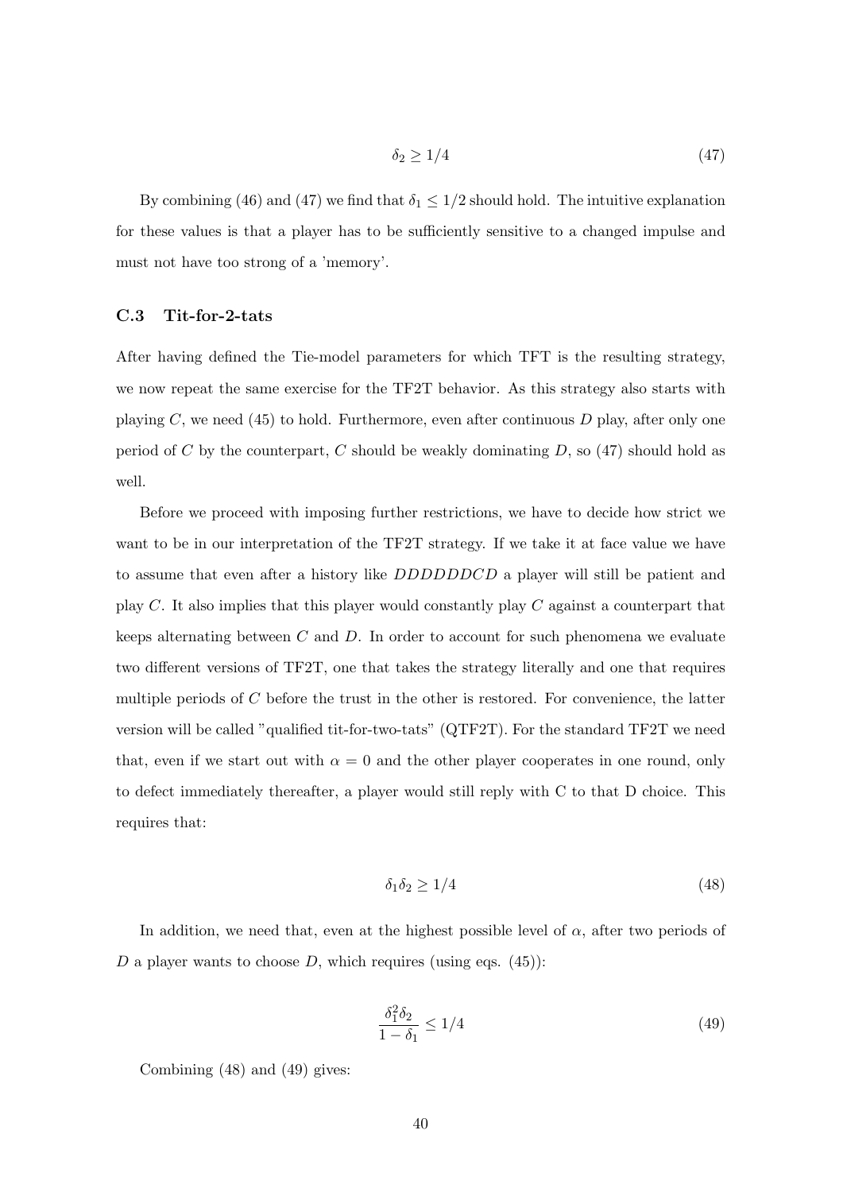$$\delta_2 \geq 1/4 \tag{47}$$

By combining (46) and (47) we find that $\delta_1 \leq 1/2$ should hold. The intuitive explanation for these values is that a player has to be sufficiently sensitive to a changed impulse and must not have too strong of a 'memory'.

### C.3 Tit-for-2-tats

After having defined the Tie-model parameters for which TFT is the resulting strategy, we now repeat the same exercise for the TF2T behavior. As this strategy also starts with playing $C$, we need (45) to hold. Furthermore, even after continuous $D$ play, after only one period of $C$ by the counterpart, $C$ should be weakly dominating $D$, so (47) should hold as well.

Before we proceed with imposing further restrictions, we have to decide how strict we want to be in our interpretation of the TF2T strategy. If we take it at face value we have to assume that even after a history like $DDDDDDCD$ a player will still be patient and play $C$. It also implies that this player would constantly play $C$ against a counterpart that keeps alternating between $C$ and $D$. In order to account for such phenomena we evaluate two different versions of TF2T, one that takes the strategy literally and one that requires multiple periods of $C$ before the trust in the other is restored. For convenience, the latter version will be called "qualified tit-for-two-tats" (QTF2T). For the standard TF2T we need that, even if we start out with $\alpha = 0$ and the other player cooperates in one round, only to defect immediately thereafter, a player would still reply with C to that D choice. This requires that:

$$\delta_1 \delta_2 \geq 1/4 \tag{48}$$

In addition, we need that, even at the highest possible level of $\alpha$, after two periods of $D$ a player wants to choose $D$, which requires (using eqs. (45)):

$$\frac{\delta_1^2 \delta_2}{1 - \delta_1} \leq 1/4 \tag{49}$$

Combining (48) and (49) gives: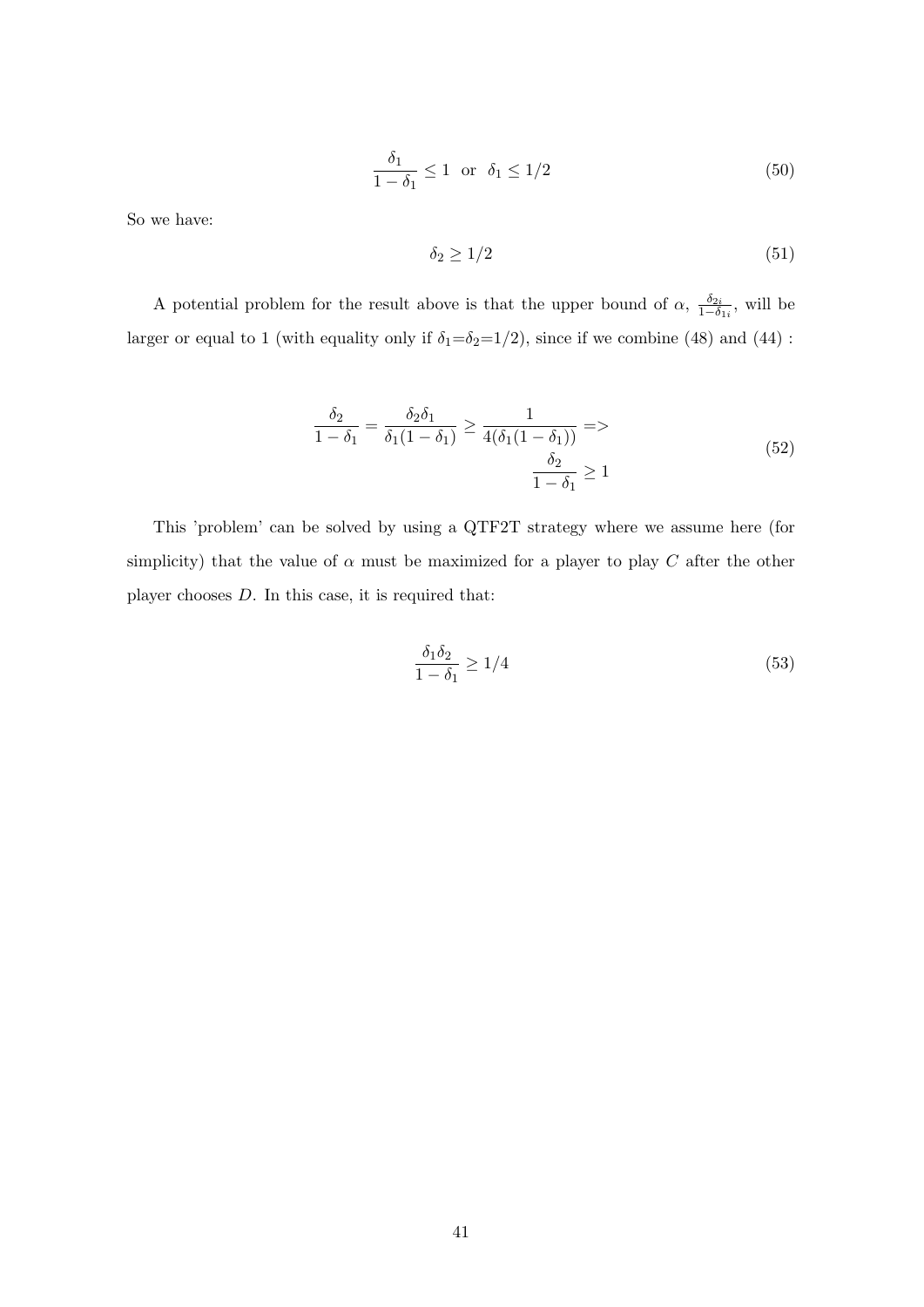$$\frac{\delta_1}{1-\delta_1} \leq 1 \text{ or } \delta_1 \leq 1/2 \tag{50}$$

So we have:

$$\delta_2 \geq 1/2 \tag{51}$$

A potential problem for the result above is that the upper bound of $\alpha$, $\frac{\delta_{2i}}{1-\delta_{1i}}$, will be larger or equal to 1 (with equality only if $\delta_1$=$\delta_2$=1/2), since if we combine (48) and (44) :

$$\begin{aligned} \frac{\delta_2}{1-\delta_1} = \frac{\delta_2\delta_1}{\delta_1(1-\delta_1)} \geq \frac{1}{4(\delta_1(1-\delta_1))} &=> \\ \frac{\delta_2}{1-\delta_1} &\geq 1 \end{aligned} \tag{52}$$

This 'problem' can be solved by using a QTF2T strategy where we assume here (for simplicity) that the value of $\alpha$ must be maximized for a player to play $C$ after the other player chooses $D$. In this case, it is required that:

$$\frac{\delta_1\delta_2}{1-\delta_1} \geq 1/4 \tag{53}$$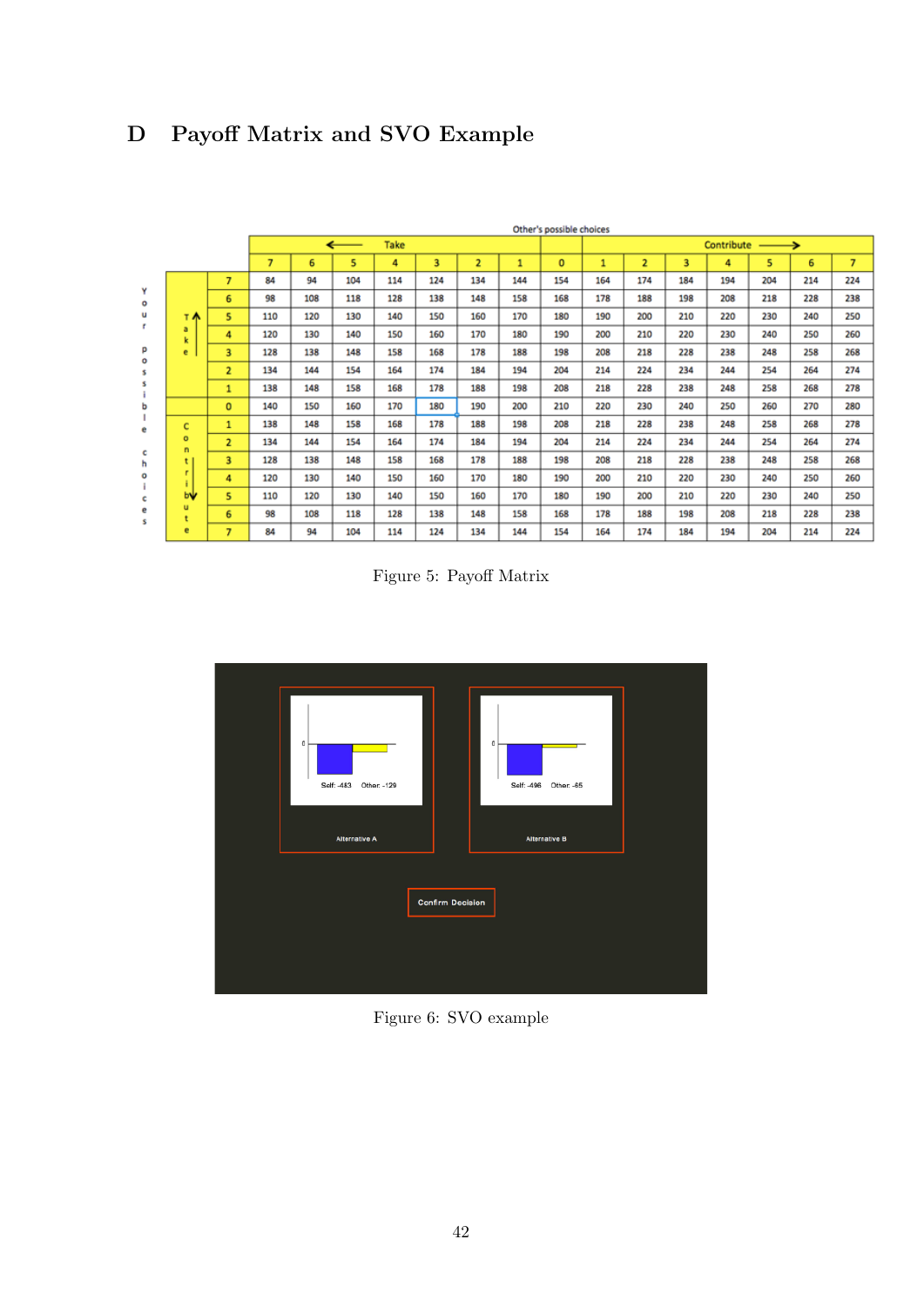# D Payoff Matrix and SVO Example

| | | Other's possible choices | | | | | | | | | | | | | | |
|---|---|---|---|---|---|---|---|---|---|---|---|---|---|---|---|---|
| | | ← Take | | | | | | | | | | | | | Contribute → | |
| | | 7 | 6 | 5 | 4 | 3 | 2 | 1 | 0 | 1 | 2 | 3 | 4 | 5 | 6 | 7 |
| Your possible choices: Take ↑ | 7 | 84 | 94 | 104 | 114 | 124 | 134 | 144 | 154 | 164 | 174 | 184 | 194 | 204 | 214 | 224 |
| | 6 | 98 | 108 | 118 | 128 | 138 | 148 | 158 | 168 | 178 | 188 | 198 | 208 | 218 | 228 | 238 |
| | 5 | 110 | 120 | 130 | 140 | 150 | 160 | 170 | 180 | 190 | 200 | 210 | 220 | 230 | 240 | 250 |
| | 4 | 120 | 130 | 140 | 150 | 160 | 170 | 180 | 190 | 200 | 210 | 220 | 230 | 240 | 250 | 260 |
| | 3 | 128 | 138 | 148 | 158 | 168 | 178 | 188 | 198 | 208 | 218 | 228 | 238 | 248 | 258 | 268 |
| | 2 | 134 | 144 | 154 | 164 | 174 | 184 | 194 | 204 | 214 | 224 | 234 | 244 | 254 | 264 | 274 |
| | 1 | 138 | 148 | 158 | 168 | 178 | 188 | 198 | 208 | 218 | 228 | 238 | 248 | 258 | 268 | 278 |
| | 0 | 140 | 150 | 160 | 170 | 180 | 190 | 200 | 210 | 220 | 230 | 240 | 250 | 260 | 270 | 280 |
| Contribute ↓ | 1 | 138 | 148 | 158 | 168 | 178 | 188 | 198 | 208 | 218 | 228 | 238 | 248 | 258 | 268 | 278 |
| | 2 | 134 | 144 | 154 | 164 | 174 | 184 | 194 | 204 | 214 | 224 | 234 | 244 | 254 | 264 | 274 |
| | 3 | 128 | 138 | 148 | 158 | 168 | 178 | 188 | 198 | 208 | 218 | 228 | 238 | 248 | 258 | 268 |
| | 4 | 120 | 130 | 140 | 150 | 160 | 170 | 180 | 190 | 200 | 210 | 220 | 230 | 240 | 250 | 260 |
| | 5 | 110 | 120 | 130 | 140 | 150 | 160 | 170 | 180 | 190 | 200 | 210 | 220 | 230 | 240 | 250 |
| | 6 | 98 | 108 | 118 | 128 | 138 | 148 | 158 | 168 | 178 | 188 | 198 | 208 | 218 | 228 | 238 |
| | 7 | 84 | 94 | 104 | 114 | 124 | 134 | 144 | 154 | 164 | 174 | 184 | 194 | 204 | 214 | 224 |

Figure 5: Payoff Matrix

0

Self: -483 Other: -129

Alternative A

0

Self: -496 Other: -85

Alternative B

Confirm Decision

Figure 6: SVO example